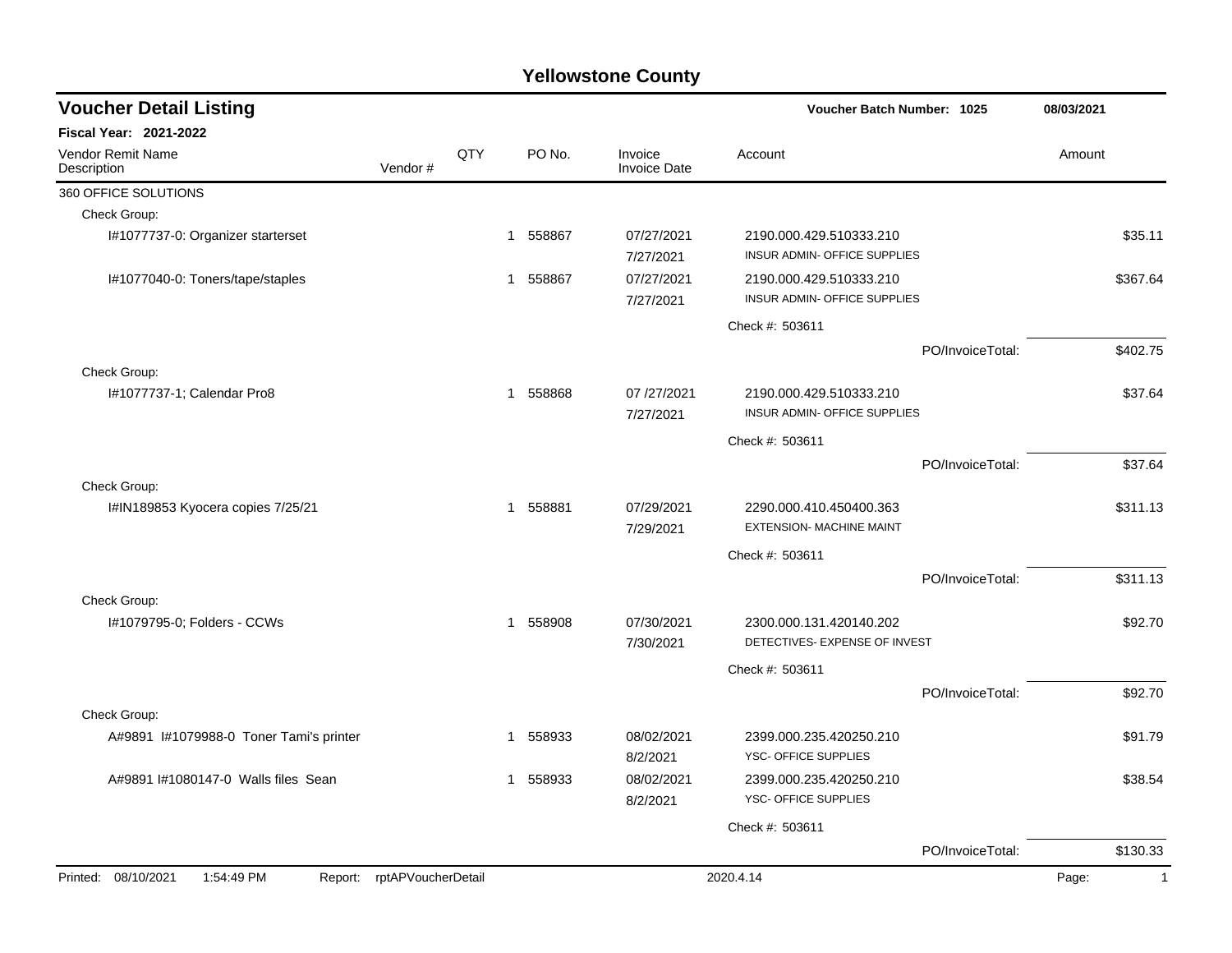# Yellowstone County

## Voucher Detail Listing

**Voucher Batch Number: 1025** | **08/03/2021**

**Fiscal Year: 2021-2022**

| Vendor Remit Name / Description | Vendor # | QTY | PO No. | Invoice / Invoice Date | Account | Amount |
|---|---|---|---|---|---|---|
| 360 OFFICE SOLUTIONS | | | | | | |
| Check Group: | | | | | | |
| I#1077737-0: Organizer starterset | | 1 | 558867 | 07/27/2021 7/27/2021 | 2190.000.429.510333.210 INSUR ADMIN- OFFICE SUPPLIES | $35.11 |
| I#1077040-0: Toners/tape/staples | | 1 | 558867 | 07/27/2021 7/27/2021 | 2190.000.429.510333.210 INSUR ADMIN- OFFICE SUPPLIES | $367.64 |
| | | | | | Check #: 503611 | |
| | | | | | PO/InvoiceTotal: | $402.75 |
| Check Group: | | | | | | |
| I#1077737-1; Calendar Pro8 | | 1 | 558868 | 07 /27/2021 7/27/2021 | 2190.000.429.510333.210 INSUR ADMIN- OFFICE SUPPLIES | $37.64 |
| | | | | | Check #: 503611 | |
| | | | | | PO/InvoiceTotal: | $37.64 |
| Check Group: | | | | | | |
| I#IN189853 Kyocera copies 7/25/21 | | 1 | 558881 | 07/29/2021 7/29/2021 | 2290.000.410.450400.363 EXTENSION- MACHINE MAINT | $311.13 |
| | | | | | Check #: 503611 | |
| | | | | | PO/InvoiceTotal: | $311.13 |
| Check Group: | | | | | | |
| I#1079795-0; Folders - CCWs | | 1 | 558908 | 07/30/2021 7/30/2021 | 2300.000.131.420140.202 DETECTIVES- EXPENSE OF INVEST | $92.70 |
| | | | | | Check #: 503611 | |
| | | | | | PO/InvoiceTotal: | $92.70 |
| Check Group: | | | | | | |
| A#9891 I#1079988-0 Toner Tami's printer | | 1 | 558933 | 08/02/2021 8/2/2021 | 2399.000.235.420250.210 YSC- OFFICE SUPPLIES | $91.79 |
| A#9891 I#1080147-0 Walls files Sean | | 1 | 558933 | 08/02/2021 8/2/2021 | 2399.000.235.420250.210 YSC- OFFICE SUPPLIES | $38.54 |
| | | | | | Check #: 503611 | |
| | | | | | PO/InvoiceTotal: | $130.33 |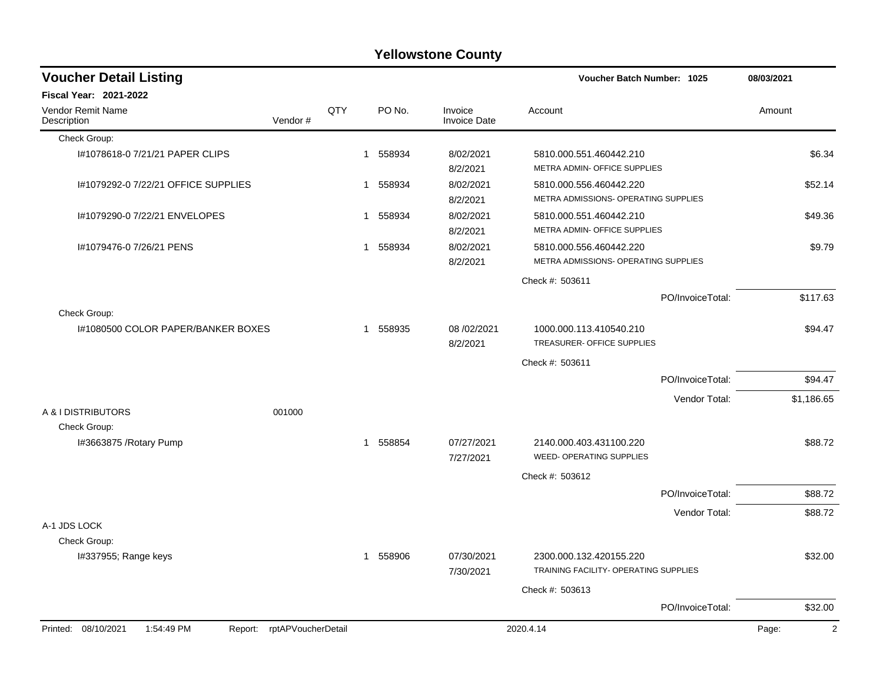# Yellowstone County

## Voucher Detail Listing

**Voucher Batch Number: 1025** 08/03/2021

**Fiscal Year: 2021-2022**

| Vendor Remit Name / Description | Vendor # | QTY | PO No. | Invoice / Invoice Date | Account | Amount |
|---|---|---|---|---|---|---|
| Check Group: | | | | | | |
| I#1078618-0 7/21/21 PAPER CLIPS | | 1 | 558934 | 8/02/2021<br>8/2/2021 | 5810.000.551.460442.210<br>METRA ADMIN- OFFICE SUPPLIES | $6.34 |
| I#1079292-0 7/22/21 OFFICE SUPPLIES | | 1 | 558934 | 8/02/2021<br>8/2/2021 | 5810.000.556.460442.220<br>METRA ADMISSIONS- OPERATING SUPPLIES | $52.14 |
| I#1079290-0 7/22/21 ENVELOPES | | 1 | 558934 | 8/02/2021<br>8/2/2021 | 5810.000.551.460442.210<br>METRA ADMIN- OFFICE SUPPLIES | $49.36 |
| I#1079476-0 7/26/21 PENS | | 1 | 558934 | 8/02/2021<br>8/2/2021 | 5810.000.556.460442.220<br>METRA ADMISSIONS- OPERATING SUPPLIES | $9.79 |
| | | | | | Check #: 503611 | |
| | | | | | PO/InvoiceTotal: | $117.63 |
| Check Group: | | | | | | |
| I#1080500 COLOR PAPER/BANKER BOXES | | 1 | 558935 | 08 /02/2021<br>8/2/2021 | 1000.000.113.410540.210<br>TREASURER- OFFICE SUPPLIES | $94.47 |
| | | | | | Check #: 503611 | |
| | | | | | PO/InvoiceTotal: | $94.47 |
| | | | | | Vendor Total: | $1,186.65 |
| A & I DISTRIBUTORS | 001000 | | | | | |
| Check Group: | | | | | | |
| I#3663875 /Rotary Pump | | 1 | 558854 | 07/27/2021<br>7/27/2021 | 2140.000.403.431100.220<br>WEED- OPERATING SUPPLIES | $88.72 |
| | | | | | Check #: 503612 | |
| | | | | | PO/InvoiceTotal: | $88.72 |
| | | | | | Vendor Total: | $88.72 |
| A-1 JDS LOCK | | | | | | |
| Check Group: | | | | | | |
| I#337955; Range keys | | 1 | 558906 | 07/30/2021<br>7/30/2021 | 2300.000.132.420155.220<br>TRAINING FACILITY- OPERATING SUPPLIES | $32.00 |
| | | | | | Check #: 503613 | |
| | | | | | PO/InvoiceTotal: | $32.00 |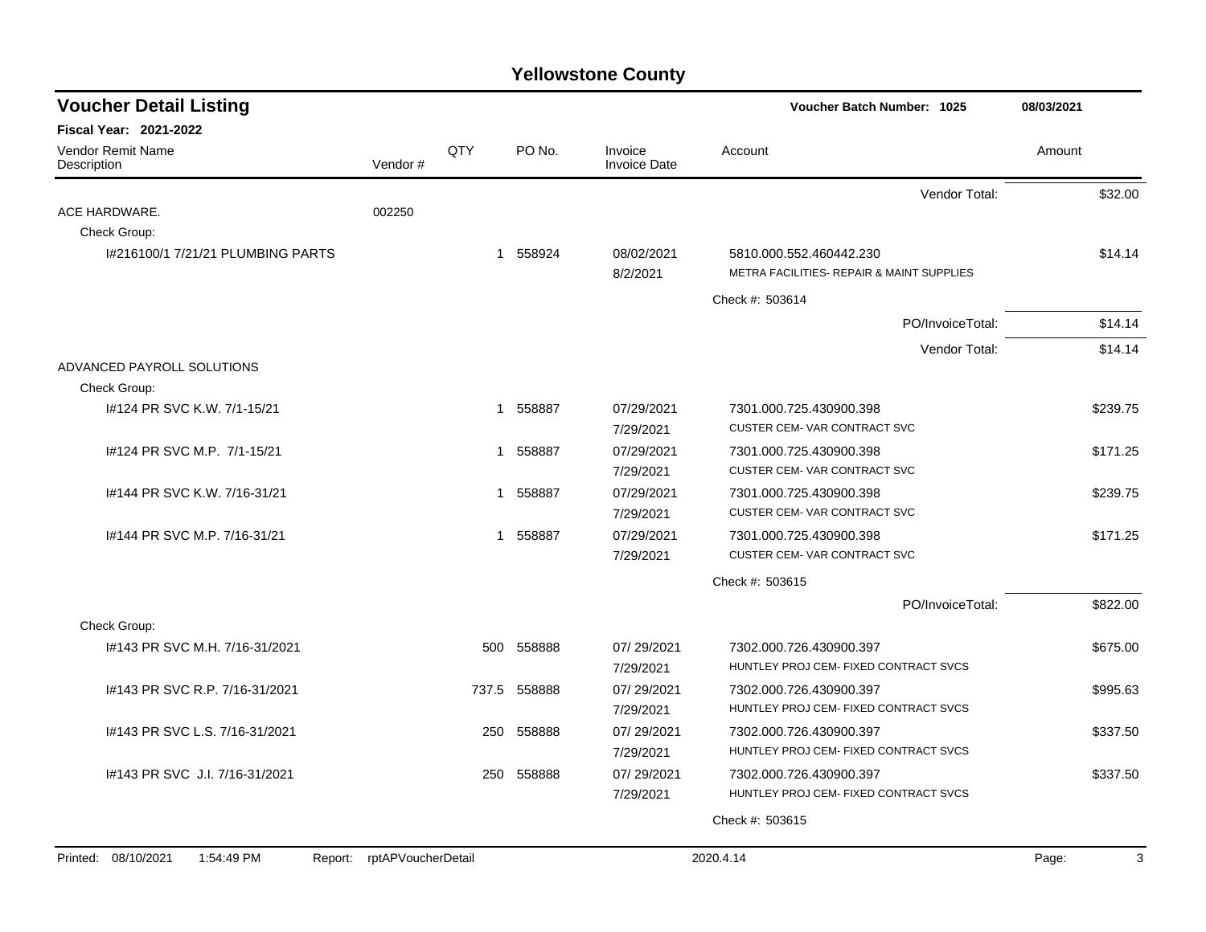# Yellowstone County

## Voucher Detail Listing

**Voucher Batch Number: 1025** — 08/03/2021

**Fiscal Year: 2021-2022**

| Vendor Remit Name / Description | Vendor # | QTY | PO No. | Invoice / Invoice Date | Account | Amount |
|---|---|---|---|---|---|---|
| | | | | | Vendor Total: | $32.00 |
| ACE HARDWARE. | 002250 | | | | | |
| Check Group: | | | | | | |
| I#216100/1 7/21/21 PLUMBING PARTS | | 1 | 558924 | 08/02/2021<br>8/2/2021 | 5810.000.552.460442.230<br>METRA FACILITIES- REPAIR & MAINT SUPPLIES | $14.14 |
| | | | | | Check #: 503614 | |
| | | | | | PO/InvoiceTotal: | $14.14 |
| | | | | | Vendor Total: | $14.14 |
| ADVANCED PAYROLL SOLUTIONS | | | | | | |
| Check Group: | | | | | | |
| I#124 PR SVC K.W. 7/1-15/21 | | 1 | 558887 | 07/29/2021<br>7/29/2021 | 7301.000.725.430900.398<br>CUSTER CEM- VAR CONTRACT SVC | $239.75 |
| I#124 PR SVC M.P. 7/1-15/21 | | 1 | 558887 | 07/29/2021<br>7/29/2021 | 7301.000.725.430900.398<br>CUSTER CEM- VAR CONTRACT SVC | $171.25 |
| I#144 PR SVC K.W. 7/16-31/21 | | 1 | 558887 | 07/29/2021<br>7/29/2021 | 7301.000.725.430900.398<br>CUSTER CEM- VAR CONTRACT SVC | $239.75 |
| I#144 PR SVC M.P. 7/16-31/21 | | 1 | 558887 | 07/29/2021<br>7/29/2021 | 7301.000.725.430900.398<br>CUSTER CEM- VAR CONTRACT SVC | $171.25 |
| | | | | | Check #: 503615 | |
| | | | | | PO/InvoiceTotal: | $822.00 |
| Check Group: | | | | | | |
| I#143 PR SVC M.H. 7/16-31/2021 | | 500 | 558888 | 07/ 29/2021<br>7/29/2021 | 7302.000.726.430900.397<br>HUNTLEY PROJ CEM- FIXED CONTRACT SVCS | $675.00 |
| I#143 PR SVC R.P. 7/16-31/2021 | | 737.5 | 558888 | 07/ 29/2021<br>7/29/2021 | 7302.000.726.430900.397<br>HUNTLEY PROJ CEM- FIXED CONTRACT SVCS | $995.63 |
| I#143 PR SVC L.S. 7/16-31/2021 | | 250 | 558888 | 07/ 29/2021<br>7/29/2021 | 7302.000.726.430900.397<br>HUNTLEY PROJ CEM- FIXED CONTRACT SVCS | $337.50 |
| I#143 PR SVC J.I. 7/16-31/2021 | | 250 | 558888 | 07/ 29/2021<br>7/29/2021 | 7302.000.726.430900.397<br>HUNTLEY PROJ CEM- FIXED CONTRACT SVCS | $337.50 |
| | | | | | Check #: 503615 | |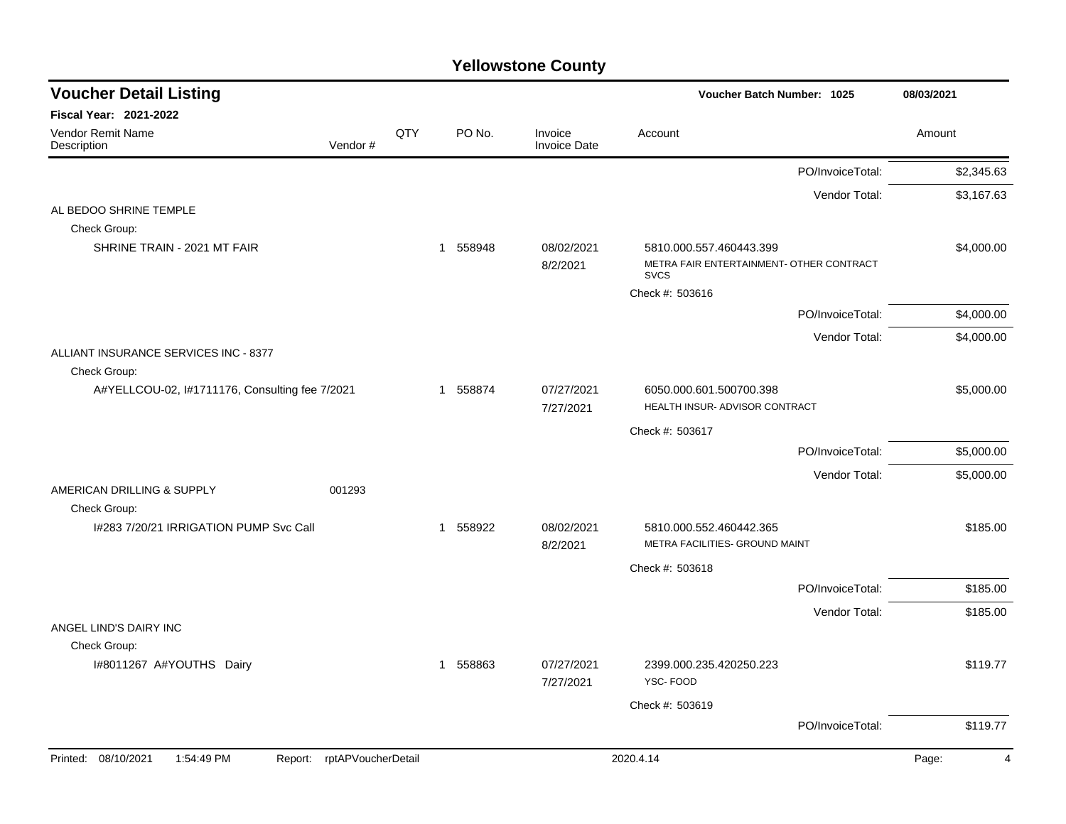# Yellowstone County

## Voucher Detail Listing

**Voucher Batch Number: 1025** | 08/03/2021

**Fiscal Year: 2021-2022**

| Vendor Remit Name / Description | Vendor # | QTY | PO No. | Invoice / Invoice Date | Account | Amount |
|---|---|---|---|---|---|---|
| | | | | | PO/InvoiceTotal: | $2,345.63 |
| | | | | | Vendor Total: | $3,167.63 |
| AL BEDOO SHRINE TEMPLE | | | | | | |
| Check Group: | | | | | | |
| SHRINE TRAIN - 2021 MT FAIR | | 1 | 558948 | 08/02/2021 8/2/2021 | 5810.000.557.460443.399 METRA FAIR ENTERTAINMENT- OTHER CONTRACT SVCS | $4,000.00 |
| | | | | | Check #: 503616 | |
| | | | | | PO/InvoiceTotal: | $4,000.00 |
| | | | | | Vendor Total: | $4,000.00 |
| ALLIANT INSURANCE SERVICES INC - 8377 | | | | | | |
| Check Group: | | | | | | |
| A#YELLCOU-02, I#1711176, Consulting fee 7/2021 | | 1 | 558874 | 07/27/2021 7/27/2021 | 6050.000.601.500700.398 HEALTH INSUR- ADVISOR CONTRACT | $5,000.00 |
| | | | | | Check #: 503617 | |
| | | | | | PO/InvoiceTotal: | $5,000.00 |
| | | | | | Vendor Total: | $5,000.00 |
| AMERICAN DRILLING & SUPPLY | 001293 | | | | | |
| Check Group: | | | | | | |
| I#283 7/20/21 IRRIGATION PUMP Svc Call | | 1 | 558922 | 08/02/2021 8/2/2021 | 5810.000.552.460442.365 METRA FACILITIES- GROUND MAINT | $185.00 |
| | | | | | Check #: 503618 | |
| | | | | | PO/InvoiceTotal: | $185.00 |
| | | | | | Vendor Total: | $185.00 |
| ANGEL LIND'S DAIRY INC | | | | | | |
| Check Group: | | | | | | |
| I#8011267 A#YOUTHS Dairy | | 1 | 558863 | 07/27/2021 7/27/2021 | 2399.000.235.420250.223 YSC- FOOD | $119.77 |
| | | | | | Check #: 503619 | |
| | | | | | PO/InvoiceTotal: | $119.77 |

Printed: 08/10/2021 1:54:49 PM Report: rptAPVoucherDetail 2020.4.14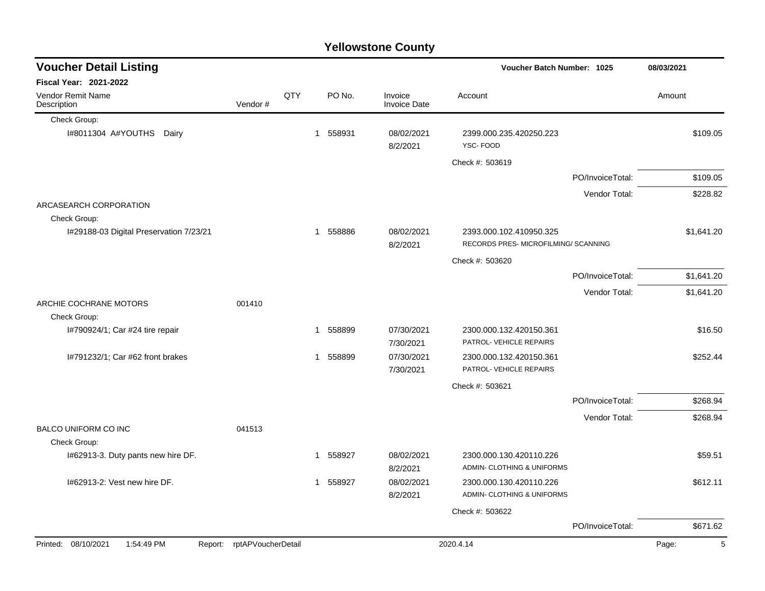# Yellowstone County

## Voucher Detail Listing

**Voucher Batch Number: 1025** 08/03/2021

**Fiscal Year: 2021-2022**

| Vendor Remit Name / Description | Vendor # | QTY | PO No. | Invoice / Invoice Date | Account | Amount |
|---|---|---|---|---|---|---|
| Check Group: | | | | | | |
| I#8011304 A#YOUTHS Dairy | | 1 | 558931 | 08/02/2021 8/2/2021 | 2399.000.235.420250.223 YSC- FOOD | $109.05 |
| | | | | | Check #: 503619 | |
| | | | | | PO/InvoiceTotal: | $109.05 |
| | | | | | Vendor Total: | $228.82 |
| ARCASEARCH CORPORATION | | | | | | |
| Check Group: | | | | | | |
| I#29188-03 Digital Preservation 7/23/21 | | 1 | 558886 | 08/02/2021 8/2/2021 | 2393.000.102.410950.325 RECORDS PRES- MICROFILMING/ SCANNING | $1,641.20 |
| | | | | | Check #: 503620 | |
| | | | | | PO/InvoiceTotal: | $1,641.20 |
| | | | | | Vendor Total: | $1,641.20 |
| ARCHIE COCHRANE MOTORS | 001410 | | | | | |
| Check Group: | | | | | | |
| I#790924/1; Car #24 tire repair | | 1 | 558899 | 07/30/2021 7/30/2021 | 2300.000.132.420150.361 PATROL- VEHICLE REPAIRS | $16.50 |
| I#791232/1; Car #62 front brakes | | 1 | 558899 | 07/30/2021 7/30/2021 | 2300.000.132.420150.361 PATROL- VEHICLE REPAIRS | $252.44 |
| | | | | | Check #: 503621 | |
| | | | | | PO/InvoiceTotal: | $268.94 |
| | | | | | Vendor Total: | $268.94 |
| BALCO UNIFORM CO INC | 041513 | | | | | |
| Check Group: | | | | | | |
| I#62913-3. Duty pants new hire DF. | | 1 | 558927 | 08/02/2021 8/2/2021 | 2300.000.130.420110.226 ADMIN- CLOTHING & UNIFORMS | $59.51 |
| I#62913-2: Vest new hire DF. | | 1 | 558927 | 08/02/2021 8/2/2021 | 2300.000.130.420110.226 ADMIN- CLOTHING & UNIFORMS | $612.11 |
| | | | | | Check #: 503622 | |
| | | | | | PO/InvoiceTotal: | $671.62 |

Printed: 08/10/2021 1:54:49 PM Report: rptAPVoucherDetail 2020.4.14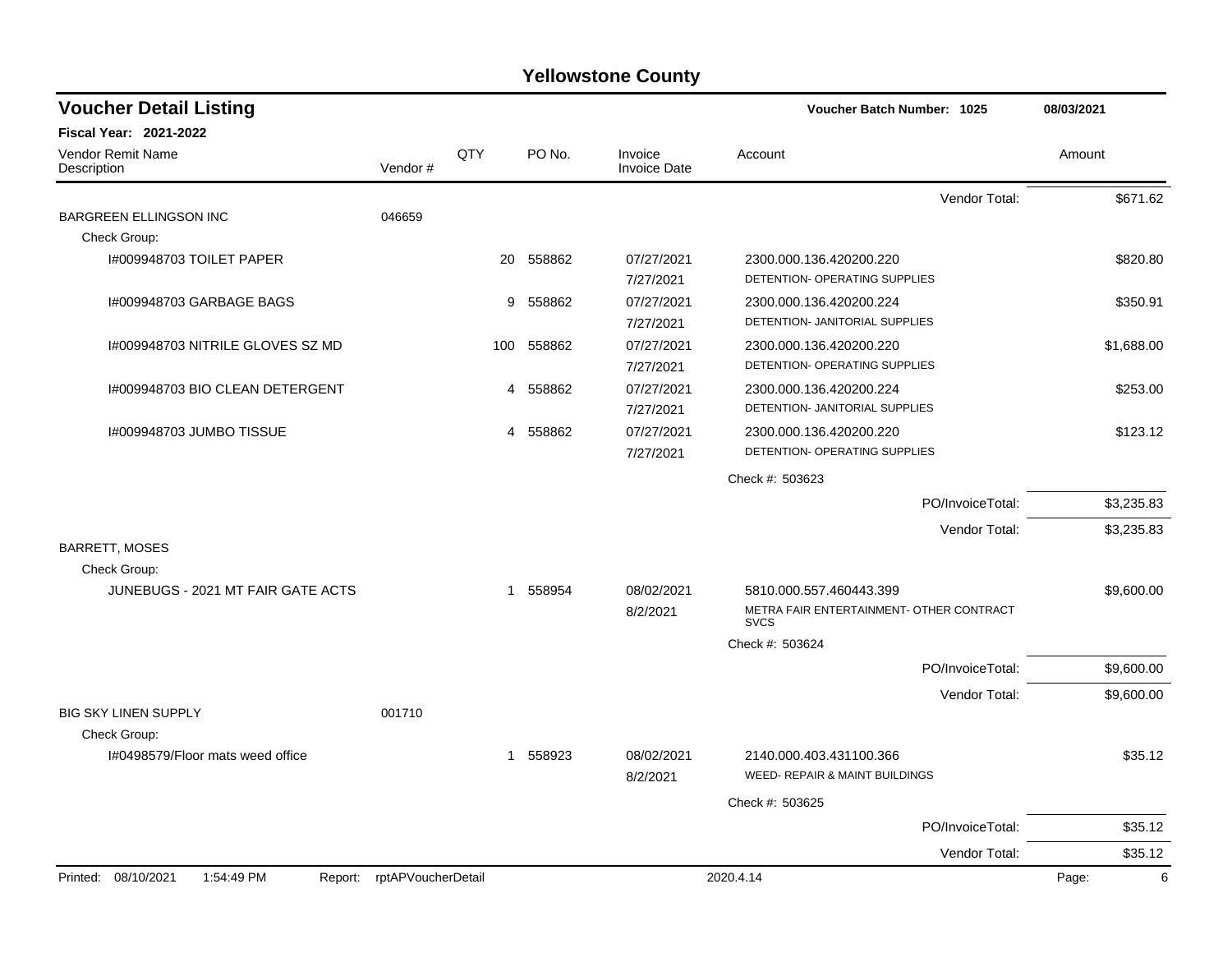# Yellowstone County

## Voucher Detail Listing

**Voucher Batch Number: 1025** — 08/03/2021

**Fiscal Year: 2021-2022**

| Vendor Remit Name / Description | Vendor # | QTY | PO No. | Invoice / Invoice Date | Account | Amount |
|---|---|---|---|---|---|---|
| | | | | | Vendor Total: | $671.62 |
| BARGREEN ELLINGSON INC | 046659 | | | | | |
| Check Group: | | | | | | |
| I#009948703 TOILET PAPER | | 20 | 558862 | 07/27/2021<br>7/27/2021 | 2300.000.136.420200.220<br>DETENTION- OPERATING SUPPLIES | $820.80 |
| I#009948703 GARBAGE BAGS | | 9 | 558862 | 07/27/2021<br>7/27/2021 | 2300.000.136.420200.224<br>DETENTION- JANITORIAL SUPPLIES | $350.91 |
| I#009948703 NITRILE GLOVES SZ MD | | 100 | 558862 | 07/27/2021<br>7/27/2021 | 2300.000.136.420200.220<br>DETENTION- OPERATING SUPPLIES | $1,688.00 |
| I#009948703 BIO CLEAN DETERGENT | | 4 | 558862 | 07/27/2021<br>7/27/2021 | 2300.000.136.420200.224<br>DETENTION- JANITORIAL SUPPLIES | $253.00 |
| I#009948703 JUMBO TISSUE | | 4 | 558862 | 07/27/2021<br>7/27/2021 | 2300.000.136.420200.220<br>DETENTION- OPERATING SUPPLIES | $123.12 |
| | | | | | Check #: 503623 | |
| | | | | | PO/InvoiceTotal: | $3,235.83 |
| | | | | | Vendor Total: | $3,235.83 |
| BARRETT, MOSES | | | | | | |
| Check Group: | | | | | | |
| JUNEBUGS - 2021 MT FAIR GATE ACTS | | 1 | 558954 | 08/02/2021<br>8/2/2021 | 5810.000.557.460443.399<br>METRA FAIR ENTERTAINMENT- OTHER CONTRACT SVCS | $9,600.00 |
| | | | | | Check #: 503624 | |
| | | | | | PO/InvoiceTotal: | $9,600.00 |
| | | | | | Vendor Total: | $9,600.00 |
| BIG SKY LINEN SUPPLY | 001710 | | | | | |
| Check Group: | | | | | | |
| I#0498579/Floor mats weed office | | 1 | 558923 | 08/02/2021<br>8/2/2021 | 2140.000.403.431100.366<br>WEED- REPAIR & MAINT BUILDINGS | $35.12 |
| | | | | | Check #: 503625 | |
| | | | | | PO/InvoiceTotal: | $35.12 |
| | | | | | Vendor Total: | $35.12 |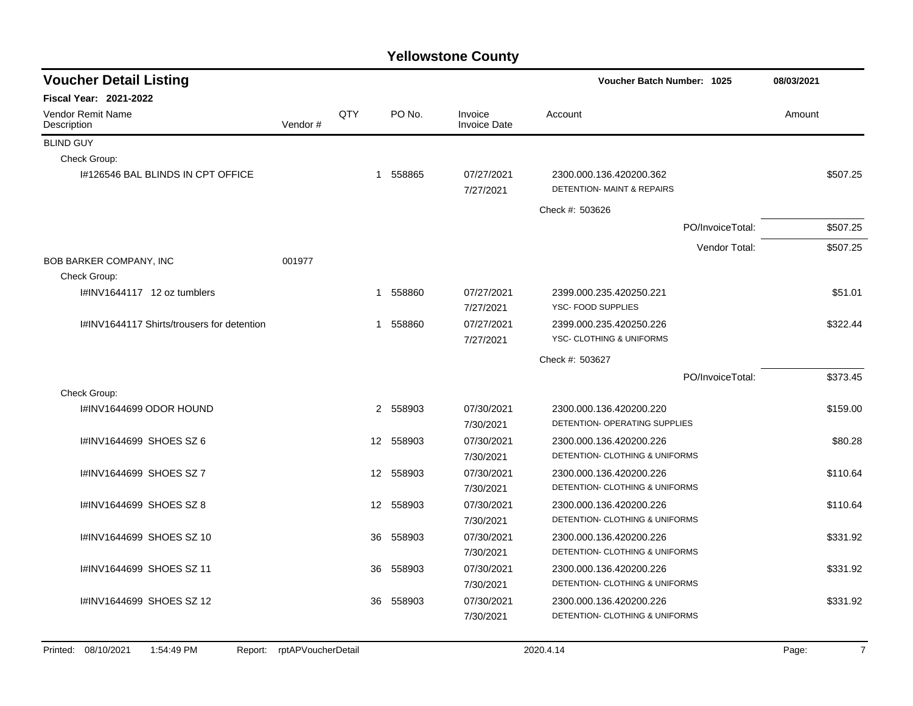## Yellowstone County

### Voucher Detail Listing

**Voucher Batch Number: 1025** — 08/03/2021

**Fiscal Year: 2021-2022**

| Vendor Remit Name / Description | Vendor # | QTY | PO No. | Invoice / Invoice Date | Account | Amount |
|---|---|---|---|---|---|---|
| BLIND GUY | | | | | | |
| Check Group: | | | | | | |
| I#126546 BAL BLINDS IN CPT OFFICE | | 1 | 558865 | 07/27/2021 / 7/27/2021 | 2300.000.136.420200.362 DETENTION- MAINT & REPAIRS | $507.25 |
| | | | | | Check #: 503626 | |
| | | | | | PO/InvoiceTotal: | $507.25 |
| | | | | | Vendor Total: | $507.25 |
| BOB BARKER COMPANY, INC | 001977 | | | | | |
| Check Group: | | | | | | |
| I#INV1644117 12 oz tumblers | | 1 | 558860 | 07/27/2021 / 7/27/2021 | 2399.000.235.420250.221 YSC- FOOD SUPPLIES | $51.01 |
| I#INV1644117 Shirts/trousers for detention | | 1 | 558860 | 07/27/2021 / 7/27/2021 | 2399.000.235.420250.226 YSC- CLOTHING & UNIFORMS | $322.44 |
| | | | | | Check #: 503627 | |
| | | | | | PO/InvoiceTotal: | $373.45 |
| Check Group: | | | | | | |
| I#INV1644699 ODOR HOUND | | 2 | 558903 | 07/30/2021 / 7/30/2021 | 2300.000.136.420200.220 DETENTION- OPERATING SUPPLIES | $159.00 |
| I#INV1644699 SHOES SZ 6 | | 12 | 558903 | 07/30/2021 / 7/30/2021 | 2300.000.136.420200.226 DETENTION- CLOTHING & UNIFORMS | $80.28 |
| I#INV1644699 SHOES SZ 7 | | 12 | 558903 | 07/30/2021 / 7/30/2021 | 2300.000.136.420200.226 DETENTION- CLOTHING & UNIFORMS | $110.64 |
| I#INV1644699 SHOES SZ 8 | | 12 | 558903 | 07/30/2021 / 7/30/2021 | 2300.000.136.420200.226 DETENTION- CLOTHING & UNIFORMS | $110.64 |
| I#INV1644699 SHOES SZ 10 | | 36 | 558903 | 07/30/2021 / 7/30/2021 | 2300.000.136.420200.226 DETENTION- CLOTHING & UNIFORMS | $331.92 |
| I#INV1644699 SHOES SZ 11 | | 36 | 558903 | 07/30/2021 / 7/30/2021 | 2300.000.136.420200.226 DETENTION- CLOTHING & UNIFORMS | $331.92 |
| I#INV1644699 SHOES SZ 12 | | 36 | 558903 | 07/30/2021 / 7/30/2021 | 2300.000.136.420200.226 DETENTION- CLOTHING & UNIFORMS | $331.92 |

Printed: 08/10/2021 1:54:49 PM Report: rptAPVoucherDetail 2020.4.14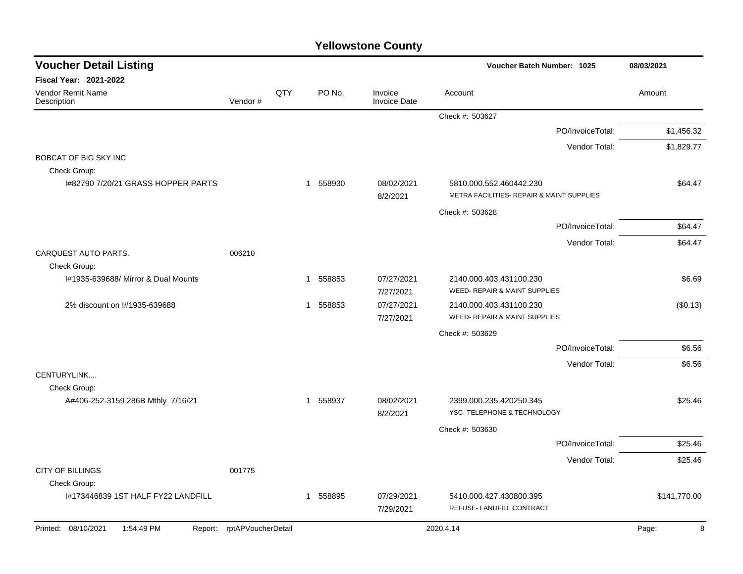# Yellowstone County

## Voucher Detail Listing

**Voucher Batch Number: 1025** — 08/03/2021

**Fiscal Year: 2021-2022**

| Vendor Remit Name / Description | Vendor # | QTY | PO No. | Invoice / Invoice Date | Account | Amount |
|---|---|---|---|---|---|---|
| | | | | | Check #: 503627 | |
| | | | | | PO/InvoiceTotal: | $1,456.32 |
| | | | | | Vendor Total: | $1,829.77 |
| BOBCAT OF BIG SKY INC | | | | | | |
| Check Group: | | | | | | |
| I#82790 7/20/21 GRASS HOPPER PARTS | | 1 | 558930 | 08/02/2021<br>8/2/2021 | 5810.000.552.460442.230<br>METRA FACILITIES- REPAIR & MAINT SUPPLIES | $64.47 |
| | | | | | Check #: 503628 | |
| | | | | | PO/InvoiceTotal: | $64.47 |
| | | | | | Vendor Total: | $64.47 |
| CARQUEST AUTO PARTS. | 006210 | | | | | |
| Check Group: | | | | | | |
| I#1935-639688/ Mirror & Dual Mounts | | 1 | 558853 | 07/27/2021<br>7/27/2021 | 2140.000.403.431100.230<br>WEED- REPAIR & MAINT SUPPLIES | $6.69 |
| 2% discount on I#1935-639688 | | 1 | 558853 | 07/27/2021<br>7/27/2021 | 2140.000.403.431100.230<br>WEED- REPAIR & MAINT SUPPLIES | ($0.13) |
| | | | | | Check #: 503629 | |
| | | | | | PO/InvoiceTotal: | $6.56 |
| | | | | | Vendor Total: | $6.56 |
| CENTURYLINK.... | | | | | | |
| Check Group: | | | | | | |
| A#406-252-3159 286B Mthly 7/16/21 | | 1 | 558937 | 08/02/2021<br>8/2/2021 | 2399.000.235.420250.345<br>YSC- TELEPHONE & TECHNOLOGY | $25.46 |
| | | | | | Check #: 503630 | |
| | | | | | PO/InvoiceTotal: | $25.46 |
| | | | | | Vendor Total: | $25.46 |
| CITY OF BILLINGS | 001775 | | | | | |
| Check Group: | | | | | | |
| I#173446839 1ST HALF FY22 LANDFILL | | 1 | 558895 | 07/29/2021<br>7/29/2021 | 5410.000.427.430800.395<br>REFUSE- LANDFILL CONTRACT | $141,770.00 |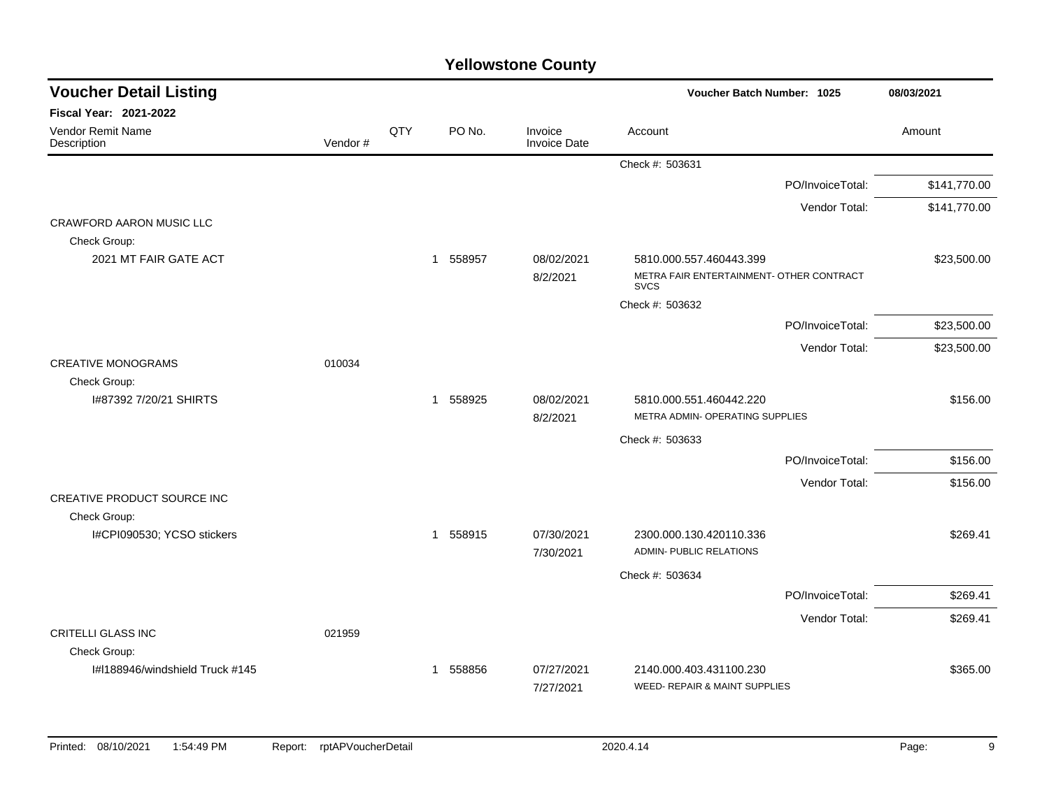# Yellowstone County

## Voucher Detail Listing

**Voucher Batch Number: 1025** — 08/03/2021

**Fiscal Year: 2021-2022**

| Vendor Remit Name / Description | Vendor # | QTY | PO No. | Invoice / Invoice Date | Account | Amount |
|---|---|---|---|---|---|---|
| | | | | | Check #: 503631 | |
| | | | | | PO/InvoiceTotal: | $141,770.00 |
| | | | | | Vendor Total: | $141,770.00 |
| CRAWFORD AARON MUSIC LLC | | | | | | |
| Check Group: | | | | | | |
| 2021 MT FAIR GATE ACT | | 1 | 558957 | 08/02/2021<br>8/2/2021 | 5810.000.557.460443.399<br>METRA FAIR ENTERTAINMENT- OTHER CONTRACT SVCS | $23,500.00 |
| | | | | | Check #: 503632 | |
| | | | | | PO/InvoiceTotal: | $23,500.00 |
| | | | | | Vendor Total: | $23,500.00 |
| CREATIVE MONOGRAMS | 010034 | | | | | |
| Check Group: | | | | | | |
| I#87392 7/20/21 SHIRTS | | 1 | 558925 | 08/02/2021<br>8/2/2021 | 5810.000.551.460442.220<br>METRA ADMIN- OPERATING SUPPLIES | $156.00 |
| | | | | | Check #: 503633 | |
| | | | | | PO/InvoiceTotal: | $156.00 |
| | | | | | Vendor Total: | $156.00 |
| CREATIVE PRODUCT SOURCE INC | | | | | | |
| Check Group: | | | | | | |
| I#CPI090530; YCSO stickers | | 1 | 558915 | 07/30/2021<br>7/30/2021 | 2300.000.130.420110.336<br>ADMIN- PUBLIC RELATIONS | $269.41 |
| | | | | | Check #: 503634 | |
| | | | | | PO/InvoiceTotal: | $269.41 |
| | | | | | Vendor Total: | $269.41 |
| CRITELLI GLASS INC | 021959 | | | | | |
| Check Group: | | | | | | |
| I#I188946/windshield Truck #145 | | 1 | 558856 | 07/27/2021<br>7/27/2021 | 2140.000.403.431100.230<br>WEED- REPAIR & MAINT SUPPLIES | $365.00 |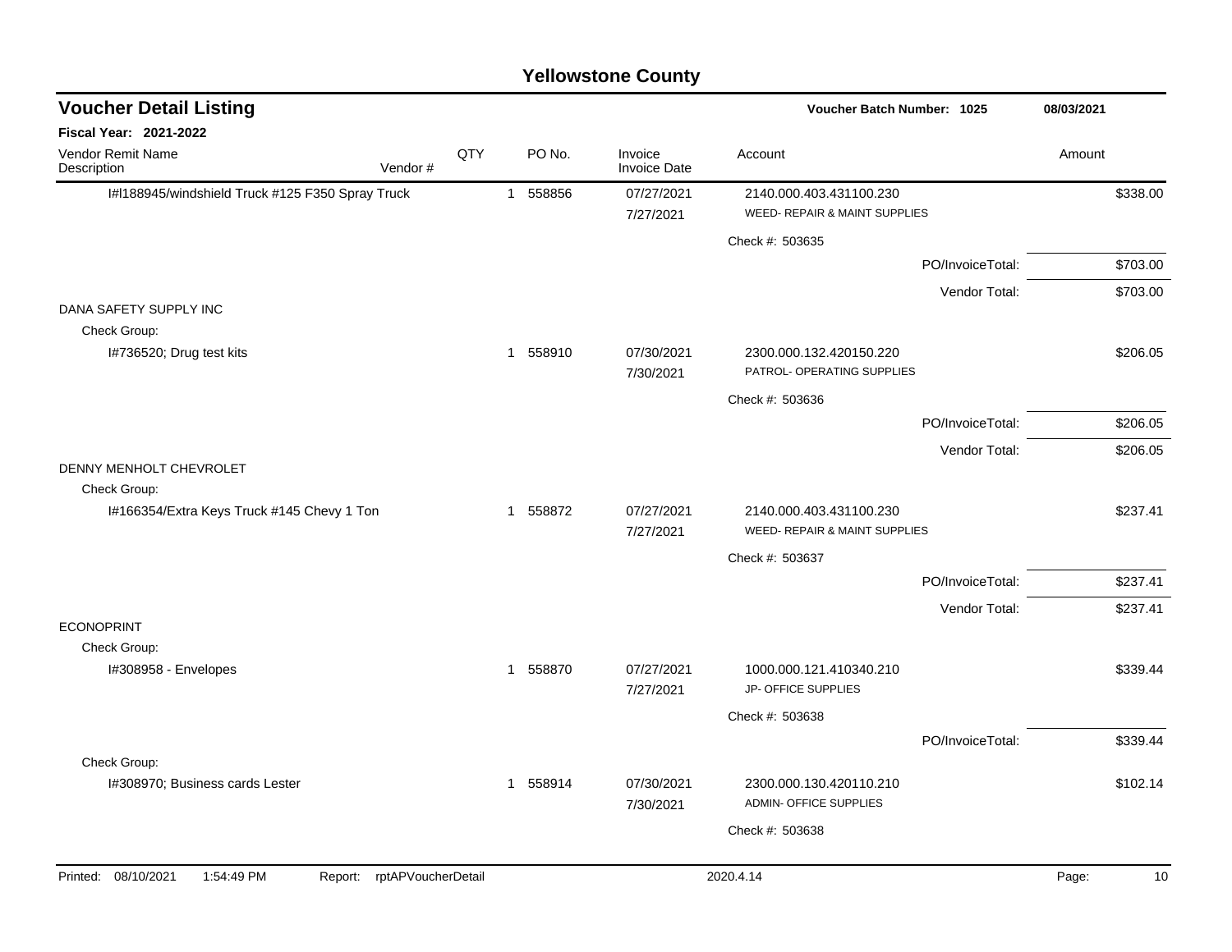# Yellowstone County

## Voucher Detail Listing

**Voucher Batch Number: 1025** — 08/03/2021

**Fiscal Year: 2021-2022**

| Vendor Remit Name / Description | Vendor # | QTY | PO No. | Invoice / Invoice Date | Account | Amount |
|---|---|---|---|---|---|---|
| I#I188945/windshield Truck #125 F350 Spray Truck | | 1 | 558856 | 07/27/2021<br>7/27/2021 | 2140.000.403.431100.230<br>WEED- REPAIR & MAINT SUPPLIES | $338.00 |
| | | | | | Check #: 503635 | |
| | | | | | PO/InvoiceTotal: | $703.00 |
| | | | | | Vendor Total: | $703.00 |
| DANA SAFETY SUPPLY INC | | | | | | |
| Check Group: | | | | | | |
| I#736520; Drug test kits | | 1 | 558910 | 07/30/2021<br>7/30/2021 | 2300.000.132.420150.220<br>PATROL- OPERATING SUPPLIES | $206.05 |
| | | | | | Check #: 503636 | |
| | | | | | PO/InvoiceTotal: | $206.05 |
| | | | | | Vendor Total: | $206.05 |
| DENNY MENHOLT CHEVROLET | | | | | | |
| Check Group: | | | | | | |
| I#166354/Extra Keys Truck #145 Chevy 1 Ton | | 1 | 558872 | 07/27/2021<br>7/27/2021 | 2140.000.403.431100.230<br>WEED- REPAIR & MAINT SUPPLIES | $237.41 |
| | | | | | Check #: 503637 | |
| | | | | | PO/InvoiceTotal: | $237.41 |
| | | | | | Vendor Total: | $237.41 |
| ECONOPRINT | | | | | | |
| Check Group: | | | | | | |
| I#308958 - Envelopes | | 1 | 558870 | 07/27/2021<br>7/27/2021 | 1000.000.121.410340.210<br>JP- OFFICE SUPPLIES | $339.44 |
| | | | | | Check #: 503638 | |
| | | | | | PO/InvoiceTotal: | $339.44 |
| Check Group: | | | | | | |
| I#308970; Business cards Lester | | 1 | 558914 | 07/30/2021<br>7/30/2021 | 2300.000.130.420110.210<br>ADMIN- OFFICE SUPPLIES | $102.14 |
| | | | | | Check #: 503638 | |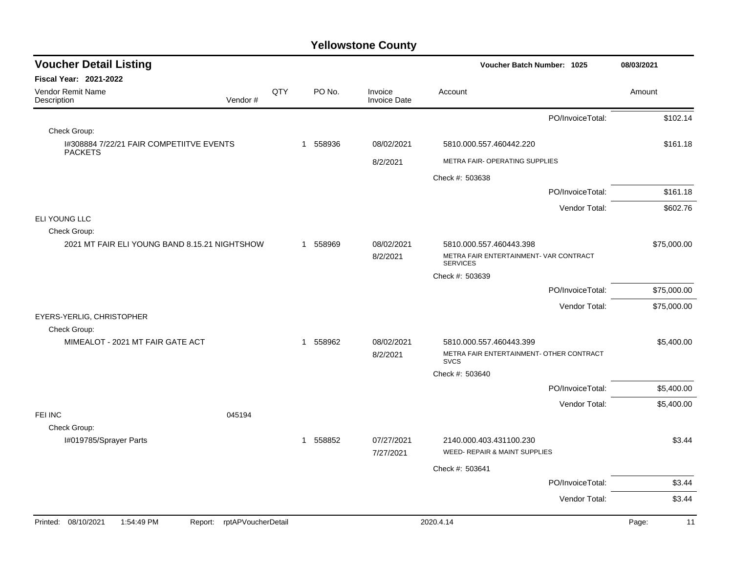# Yellowstone County

## Voucher Detail Listing

**Voucher Batch Number: 1025** — 08/03/2021

**Fiscal Year: 2021-2022**

| Vendor Remit Name / Description | Vendor # | QTY | PO No. | Invoice / Invoice Date | Account | Amount |
|---|---|---|---|---|---|---|
| | | | | | PO/InvoiceTotal: | $102.14 |
| Check Group: | | | | | | |
| I#308884 7/22/21 FAIR COMPETIITVE EVENTS PACKETS | | 1 | 558936 | 08/02/2021 | 5810.000.557.460442.220 | $161.18 |
| | | | | 8/2/2021 | METRA FAIR- OPERATING SUPPLIES | |
| | | | | | Check #: 503638 | |
| | | | | | PO/InvoiceTotal: | $161.18 |
| | | | | | Vendor Total: | $602.76 |
| ELI YOUNG LLC | | | | | | |
| Check Group: | | | | | | |
| 2021 MT FAIR ELI YOUNG BAND 8.15.21 NIGHTSHOW | | 1 | 558969 | 08/02/2021 | 5810.000.557.460443.398 | $75,000.00 |
| | | | | 8/2/2021 | METRA FAIR ENTERTAINMENT- VAR CONTRACT SERVICES | |
| | | | | | Check #: 503639 | |
| | | | | | PO/InvoiceTotal: | $75,000.00 |
| | | | | | Vendor Total: | $75,000.00 |
| EYERS-YERLIG, CHRISTOPHER | | | | | | |
| Check Group: | | | | | | |
| MIMEALOT - 2021 MT FAIR GATE ACT | | 1 | 558962 | 08/02/2021 | 5810.000.557.460443.399 | $5,400.00 |
| | | | | 8/2/2021 | METRA FAIR ENTERTAINMENT- OTHER CONTRACT SVCS | |
| | | | | | Check #: 503640 | |
| | | | | | PO/InvoiceTotal: | $5,400.00 |
| | | | | | Vendor Total: | $5,400.00 |
| FEI INC | 045194 | | | | | |
| Check Group: | | | | | | |
| I#019785/Sprayer Parts | | 1 | 558852 | 07/27/2021 | 2140.000.403.431100.230 | $3.44 |
| | | | | 7/27/2021 | WEED- REPAIR & MAINT SUPPLIES | |
| | | | | | Check #: 503641 | |
| | | | | | PO/InvoiceTotal: | $3.44 |
| | | | | | Vendor Total: | $3.44 |

Printed: 08/10/2021 1:54:49 PM Report: rptAPVoucherDetail 2020.4.14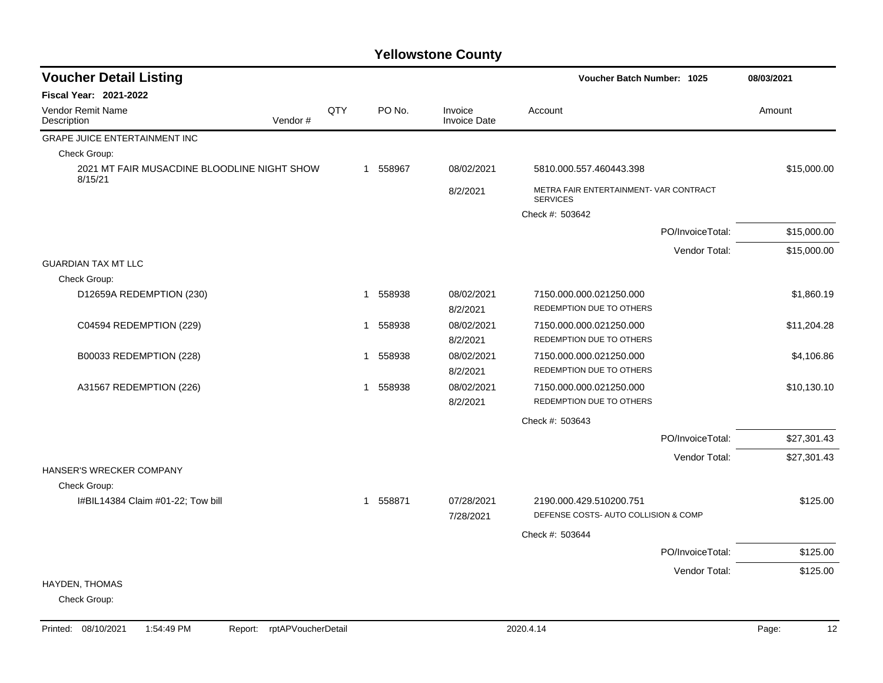# Yellowstone County

## Voucher Detail Listing

**Voucher Batch Number: 1025** — 08/03/2021

**Fiscal Year: 2021-2022**

| Vendor Remit Name / Description | Vendor # | QTY | PO No. | Invoice / Invoice Date | Account | Amount |
|---|---|---|---|---|---|---|
| GRAPE JUICE ENTERTAINMENT INC | | | | | | |
| Check Group: | | | | | | |
| 2021 MT FAIR MUSACDINE BLOODLINE NIGHT SHOW 8/15/21 | | 1 | 558967 | 08/02/2021 | 5810.000.557.460443.398 | $15,000.00 |
| | | | | 8/2/2021 | METRA FAIR ENTERTAINMENT- VAR CONTRACT SERVICES | |
| | | | | | Check #: 503642 | |
| | | | | | PO/InvoiceTotal: | $15,000.00 |
| | | | | | Vendor Total: | $15,000.00 |
| GUARDIAN TAX MT LLC | | | | | | |
| Check Group: | | | | | | |
| D12659A REDEMPTION (230) | | 1 | 558938 | 08/02/2021 | 7150.000.000.021250.000 | $1,860.19 |
| | | | | 8/2/2021 | REDEMPTION DUE TO OTHERS | |
| C04594 REDEMPTION (229) | | 1 | 558938 | 08/02/2021 | 7150.000.000.021250.000 | $11,204.28 |
| | | | | 8/2/2021 | REDEMPTION DUE TO OTHERS | |
| B00033 REDEMPTION (228) | | 1 | 558938 | 08/02/2021 | 7150.000.000.021250.000 | $4,106.86 |
| | | | | 8/2/2021 | REDEMPTION DUE TO OTHERS | |
| A31567 REDEMPTION (226) | | 1 | 558938 | 08/02/2021 | 7150.000.000.021250.000 | $10,130.10 |
| | | | | 8/2/2021 | REDEMPTION DUE TO OTHERS | |
| | | | | | Check #: 503643 | |
| | | | | | PO/InvoiceTotal: | $27,301.43 |
| | | | | | Vendor Total: | $27,301.43 |
| HANSER'S WRECKER COMPANY | | | | | | |
| Check Group: | | | | | | |
| I#BIL14384 Claim #01-22; Tow bill | | 1 | 558871 | 07/28/2021 | 2190.000.429.510200.751 | $125.00 |
| | | | | 7/28/2021 | DEFENSE COSTS- AUTO COLLISION & COMP | |
| | | | | | Check #: 503644 | |
| | | | | | PO/InvoiceTotal: | $125.00 |
| | | | | | Vendor Total: | $125.00 |
| HAYDEN, THOMAS | | | | | | |
| Check Group: | | | | | | |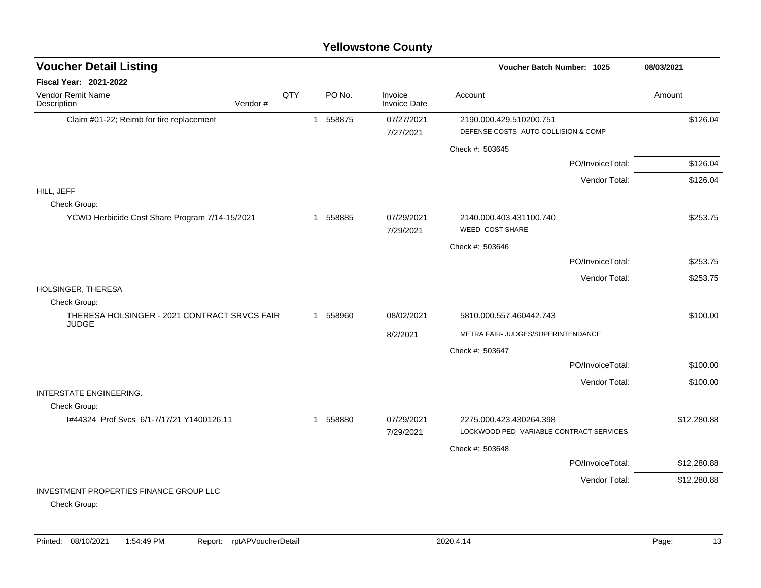# Yellowstone County

## Voucher Detail Listing

**Voucher Batch Number: 1025** — 08/03/2021

**Fiscal Year: 2021-2022**

| Vendor Remit Name / Description | Vendor # | QTY | PO No. | Invoice / Invoice Date | Account | Amount |
|---|---|---|---|---|---|---|
| Claim #01-22; Reimb for tire replacement | | 1 | 558875 | 07/27/2021<br>7/27/2021 | 2190.000.429.510200.751<br>DEFENSE COSTS- AUTO COLLISION & COMP | $126.04 |
| | | | | | Check #: 503645 | |
| | | | | | PO/InvoiceTotal: | $126.04 |
| | | | | | Vendor Total: | $126.04 |
| **HILL, JEFF** | | | | | | |
| Check Group: | | | | | | |
| YCWD Herbicide Cost Share Program 7/14-15/2021 | | 1 | 558885 | 07/29/2021<br>7/29/2021 | 2140.000.403.431100.740<br>WEED- COST SHARE | $253.75 |
| | | | | | Check #: 503646 | |
| | | | | | PO/InvoiceTotal: | $253.75 |
| | | | | | Vendor Total: | $253.75 |
| **HOLSINGER, THERESA** | | | | | | |
| Check Group: | | | | | | |
| THERESA HOLSINGER - 2021 CONTRACT SRVCS FAIR JUDGE | | 1 | 558960 | 08/02/2021<br>8/2/2021 | 5810.000.557.460442.743<br>METRA FAIR- JUDGES/SUPERINTENDANCE | $100.00 |
| | | | | | Check #: 503647 | |
| | | | | | PO/InvoiceTotal: | $100.00 |
| | | | | | Vendor Total: | $100.00 |
| **INTERSTATE ENGINEERING.** | | | | | | |
| Check Group: | | | | | | |
| I#44324 Prof Svcs 6/1-7/17/21 Y1400126.11 | | 1 | 558880 | 07/29/2021<br>7/29/2021 | 2275.000.423.430264.398<br>LOCKWOOD PED- VARIABLE CONTRACT SERVICES | $12,280.88 |
| | | | | | Check #: 503648 | |
| | | | | | PO/InvoiceTotal: | $12,280.88 |
| | | | | | Vendor Total: | $12,280.88 |
| **INVESTMENT PROPERTIES FINANCE GROUP LLC** | | | | | | |
| Check Group: | | | | | | |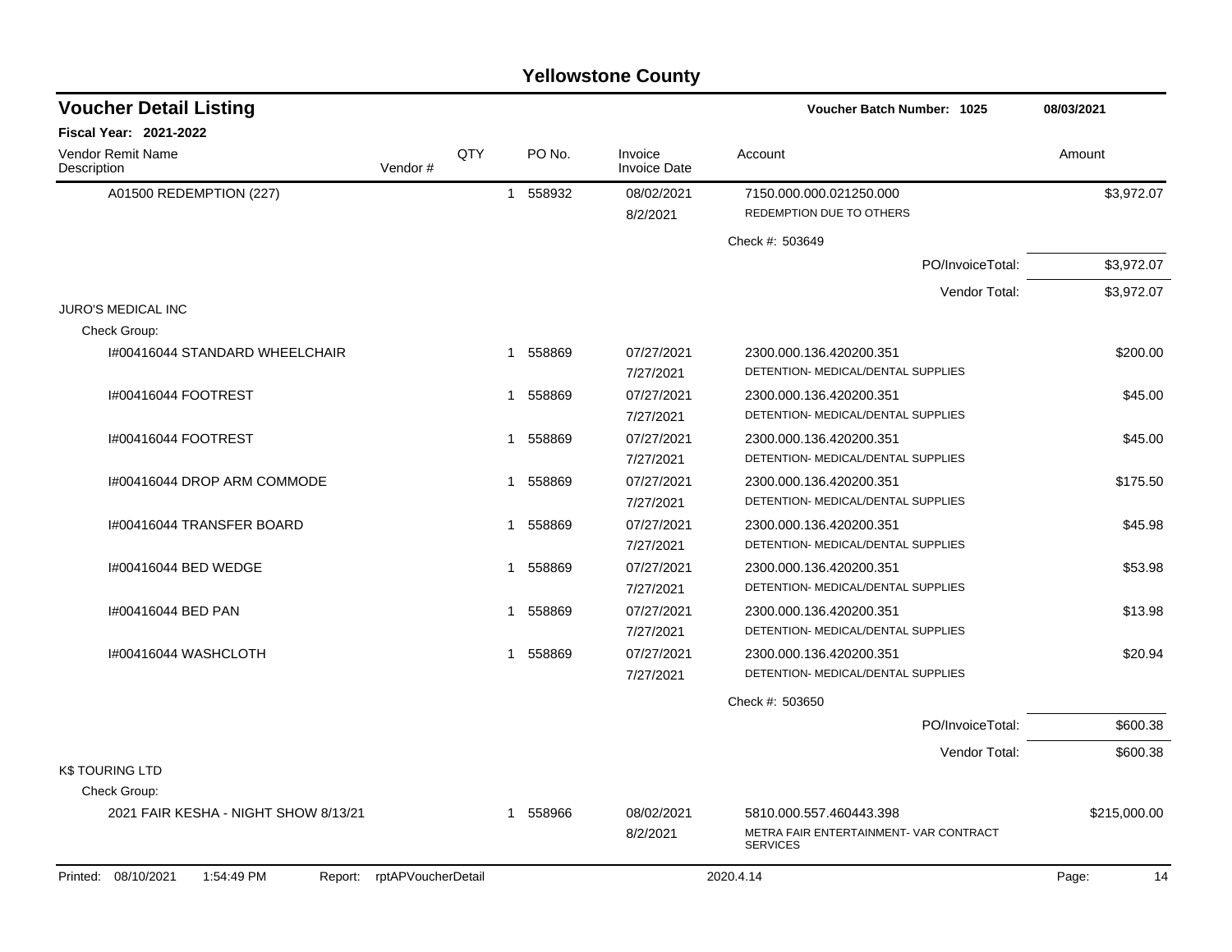# Yellowstone County

## Voucher Detail Listing

**Voucher Batch Number: 1025** 08/03/2021

**Fiscal Year: 2021-2022**

| Vendor Remit Name / Description | Vendor # | QTY | PO No. | Invoice / Invoice Date | Account | Amount |
|---|---|---|---|---|---|---|
| A01500 REDEMPTION (227) | | 1 | 558932 | 08/02/2021<br>8/2/2021 | 7150.000.000.021250.000<br>REDEMPTION DUE TO OTHERS | $3,972.07 |
| | | | | | Check #: 503649 | |
| | | | | | PO/InvoiceTotal: | $3,972.07 |
| | | | | | Vendor Total: | $3,972.07 |
| JURO'S MEDICAL INC | | | | | | |
| Check Group: | | | | | | |
| I#00416044 STANDARD WHEELCHAIR | | 1 | 558869 | 07/27/2021<br>7/27/2021 | 2300.000.136.420200.351<br>DETENTION- MEDICAL/DENTAL SUPPLIES | $200.00 |
| I#00416044 FOOTREST | | 1 | 558869 | 07/27/2021<br>7/27/2021 | 2300.000.136.420200.351<br>DETENTION- MEDICAL/DENTAL SUPPLIES | $45.00 |
| I#00416044 FOOTREST | | 1 | 558869 | 07/27/2021<br>7/27/2021 | 2300.000.136.420200.351<br>DETENTION- MEDICAL/DENTAL SUPPLIES | $45.00 |
| I#00416044 DROP ARM COMMODE | | 1 | 558869 | 07/27/2021<br>7/27/2021 | 2300.000.136.420200.351<br>DETENTION- MEDICAL/DENTAL SUPPLIES | $175.50 |
| I#00416044 TRANSFER BOARD | | 1 | 558869 | 07/27/2021<br>7/27/2021 | 2300.000.136.420200.351<br>DETENTION- MEDICAL/DENTAL SUPPLIES | $45.98 |
| I#00416044 BED WEDGE | | 1 | 558869 | 07/27/2021<br>7/27/2021 | 2300.000.136.420200.351<br>DETENTION- MEDICAL/DENTAL SUPPLIES | $53.98 |
| I#00416044 BED PAN | | 1 | 558869 | 07/27/2021<br>7/27/2021 | 2300.000.136.420200.351<br>DETENTION- MEDICAL/DENTAL SUPPLIES | $13.98 |
| I#00416044 WASHCLOTH | | 1 | 558869 | 07/27/2021<br>7/27/2021 | 2300.000.136.420200.351<br>DETENTION- MEDICAL/DENTAL SUPPLIES | $20.94 |
| | | | | | Check #: 503650 | |
| | | | | | PO/InvoiceTotal: | $600.38 |
| | | | | | Vendor Total: | $600.38 |
| K$ TOURING LTD | | | | | | |
| Check Group: | | | | | | |
| 2021 FAIR KESHA - NIGHT SHOW 8/13/21 | | 1 | 558966 | 08/02/2021<br>8/2/2021 | 5810.000.557.460443.398<br>METRA FAIR ENTERTAINMENT- VAR CONTRACT SERVICES | $215,000.00 |

Printed: 08/10/2021 1:54:49 PM Report: rptAPVoucherDetail 2020.4.14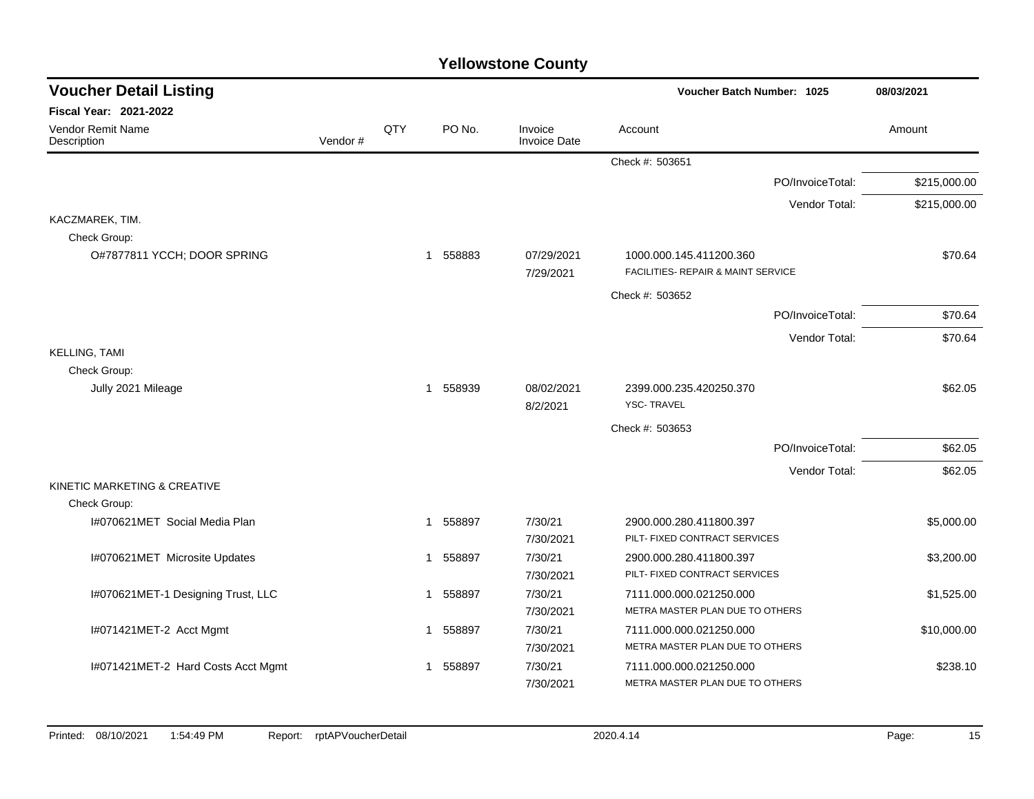# Yellowstone County

## Voucher Detail Listing

Voucher Batch Number: 1025 — 08/03/2021

**Fiscal Year: 2021-2022**

| Vendor Remit Name / Description | Vendor # | QTY | PO No. | Invoice / Invoice Date | Account | Amount |
|---|---|---|---|---|---|---|
| | | | | | Check #: 503651 | |
| | | | | | PO/InvoiceTotal: | $215,000.00 |
| | | | | | Vendor Total: | $215,000.00 |
| KACZMAREK, TIM. | | | | | | |
| Check Group: | | | | | | |
| O#7877811 YCCH; DOOR SPRING | | 1 | 558883 | 07/29/2021<br>7/29/2021 | 1000.000.145.411200.360<br>FACILITIES- REPAIR & MAINT SERVICE | $70.64 |
| | | | | | Check #: 503652 | |
| | | | | | PO/InvoiceTotal: | $70.64 |
| | | | | | Vendor Total: | $70.64 |
| KELLING, TAMI | | | | | | |
| Check Group: | | | | | | |
| Jully 2021 Mileage | | 1 | 558939 | 08/02/2021<br>8/2/2021 | 2399.000.235.420250.370<br>YSC- TRAVEL | $62.05 |
| | | | | | Check #: 503653 | |
| | | | | | PO/InvoiceTotal: | $62.05 |
| | | | | | Vendor Total: | $62.05 |
| KINETIC MARKETING & CREATIVE | | | | | | |
| Check Group: | | | | | | |
| I#070621MET Social Media Plan | | 1 | 558897 | 7/30/21<br>7/30/2021 | 2900.000.280.411800.397<br>PILT- FIXED CONTRACT SERVICES | $5,000.00 |
| I#070621MET Microsite Updates | | 1 | 558897 | 7/30/21<br>7/30/2021 | 2900.000.280.411800.397<br>PILT- FIXED CONTRACT SERVICES | $3,200.00 |
| I#070621MET-1 Designing Trust, LLC | | 1 | 558897 | 7/30/21<br>7/30/2021 | 7111.000.000.021250.000<br>METRA MASTER PLAN DUE TO OTHERS | $1,525.00 |
| I#071421MET-2 Acct Mgmt | | 1 | 558897 | 7/30/21<br>7/30/2021 | 7111.000.000.021250.000<br>METRA MASTER PLAN DUE TO OTHERS | $10,000.00 |
| I#071421MET-2 Hard Costs Acct Mgmt | | 1 | 558897 | 7/30/21<br>7/30/2021 | 7111.000.000.021250.000<br>METRA MASTER PLAN DUE TO OTHERS | $238.10 |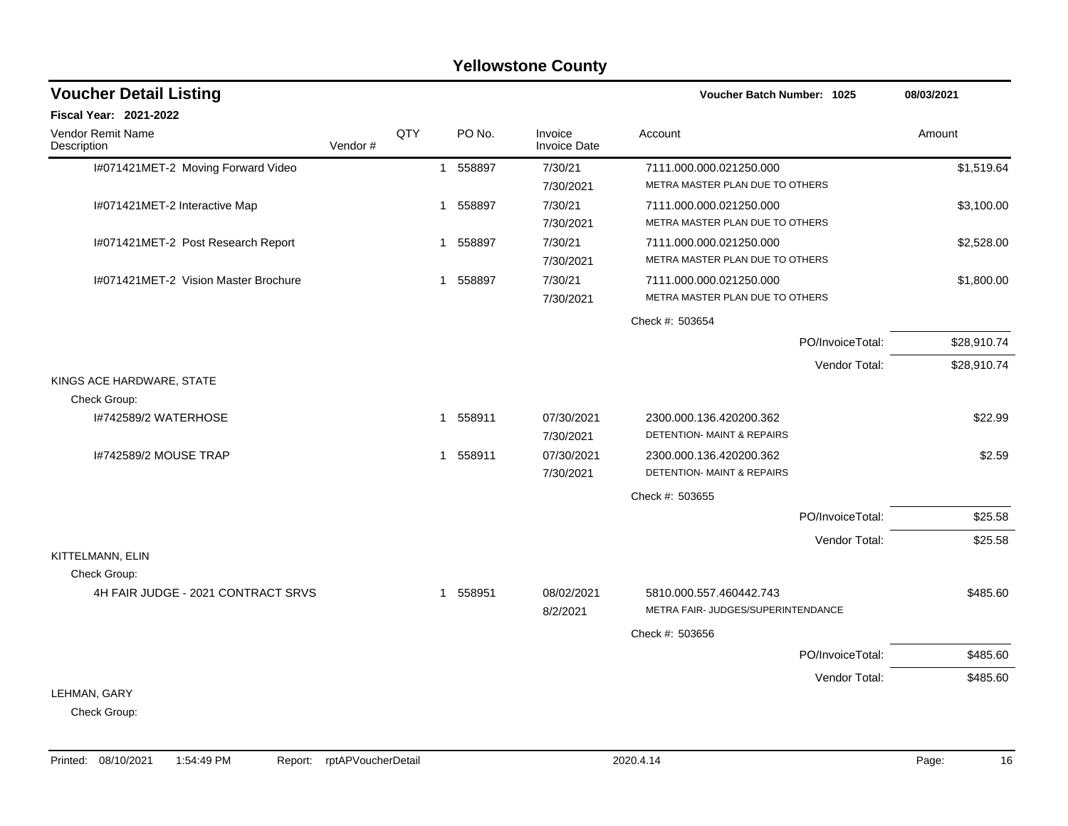# Yellowstone County

## Voucher Detail Listing

**Voucher Batch Number: 1025** — 08/03/2021

**Fiscal Year: 2021-2022**

| Vendor Remit Name / Description | Vendor # | QTY | PO No. | Invoice / Invoice Date | Account | Amount |
|---|---|---|---|---|---|---|
| I#071421MET-2 Moving Forward Video | | 1 | 558897 | 7/30/21 / 7/30/2021 | 7111.000.000.021250.000 METRA MASTER PLAN DUE TO OTHERS | $1,519.64 |
| I#071421MET-2 Interactive Map | | 1 | 558897 | 7/30/21 / 7/30/2021 | 7111.000.000.021250.000 METRA MASTER PLAN DUE TO OTHERS | $3,100.00 |
| I#071421MET-2 Post Research Report | | 1 | 558897 | 7/30/21 / 7/30/2021 | 7111.000.000.021250.000 METRA MASTER PLAN DUE TO OTHERS | $2,528.00 |
| I#071421MET-2 Vision Master Brochure | | 1 | 558897 | 7/30/21 / 7/30/2021 | 7111.000.000.021250.000 METRA MASTER PLAN DUE TO OTHERS | $1,800.00 |
| | | | | | Check #: 503654 | |
| | | | | | PO/InvoiceTotal: | $28,910.74 |
| | | | | | Vendor Total: | $28,910.74 |
| **KINGS ACE HARDWARE, STATE** | | | | | | |
| Check Group: | | | | | | |
| I#742589/2 WATERHOSE | | 1 | 558911 | 07/30/2021 / 7/30/2021 | 2300.000.136.420200.362 DETENTION- MAINT & REPAIRS | $22.99 |
| I#742589/2 MOUSE TRAP | | 1 | 558911 | 07/30/2021 / 7/30/2021 | 2300.000.136.420200.362 DETENTION- MAINT & REPAIRS | $2.59 |
| | | | | | Check #: 503655 | |
| | | | | | PO/InvoiceTotal: | $25.58 |
| | | | | | Vendor Total: | $25.58 |
| **KITTELMANN, ELIN** | | | | | | |
| Check Group: | | | | | | |
| 4H FAIR JUDGE - 2021 CONTRACT SRVS | | 1 | 558951 | 08/02/2021 / 8/2/2021 | 5810.000.557.460442.743 METRA FAIR- JUDGES/SUPERINTENDANCE | $485.60 |
| | | | | | Check #: 503656 | |
| | | | | | PO/InvoiceTotal: | $485.60 |
| | | | | | Vendor Total: | $485.60 |
| **LEHMAN, GARY** | | | | | | |
| Check Group: | | | | | | |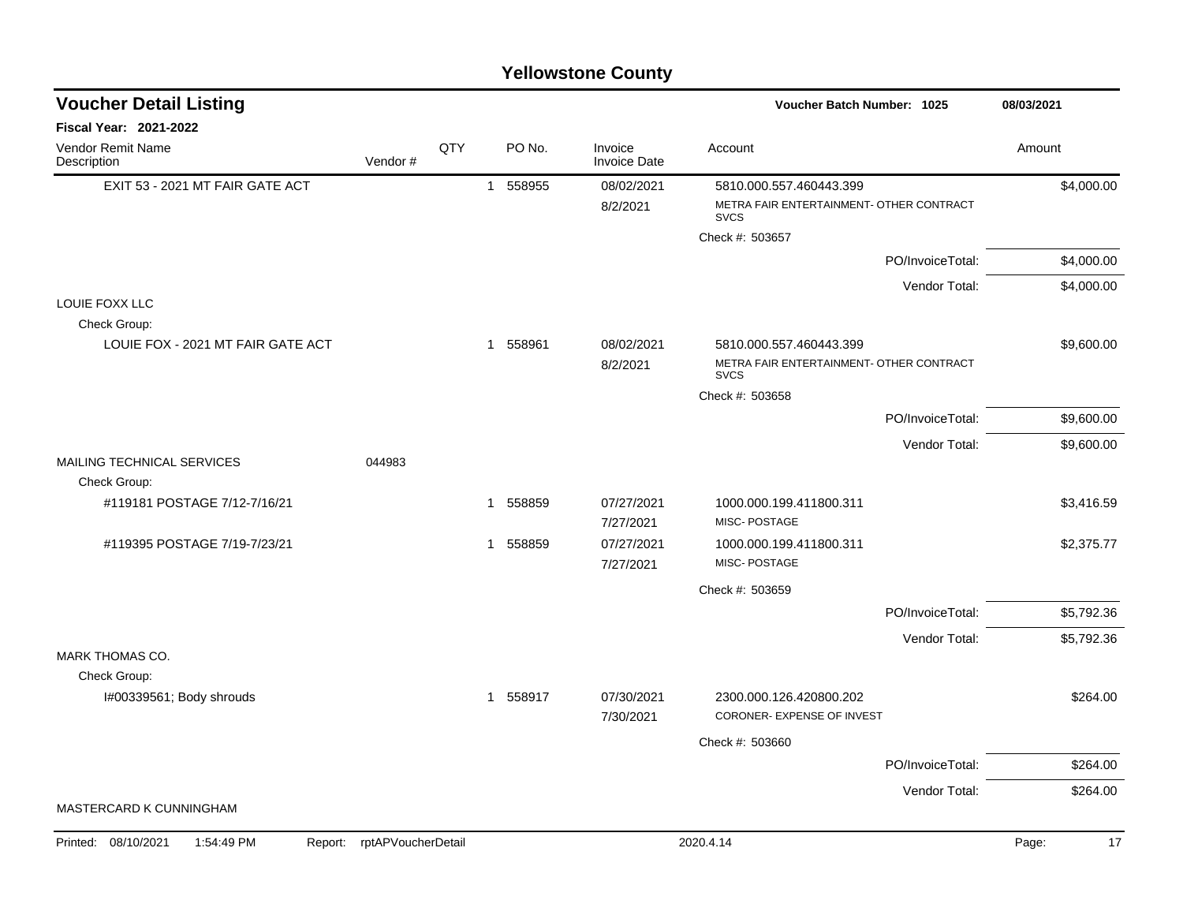# Yellowstone County

## Voucher Detail Listing

**Voucher Batch Number: 1025** — 08/03/2021

**Fiscal Year: 2021-2022**

| Vendor Remit Name / Description | Vendor # | QTY | PO No. | Invoice / Invoice Date | Account | Amount |
|---|---|---|---|---|---|---|
| EXIT 53 - 2021 MT FAIR GATE ACT | | 1 | 558955 | 08/02/2021 / 8/2/2021 | 5810.000.557.460443.399 METRA FAIR ENTERTAINMENT- OTHER CONTRACT SVCS | $4,000.00 |
| | | | | | Check #: 503657 | |
| | | | | | PO/InvoiceTotal: | $4,000.00 |
| | | | | | Vendor Total: | $4,000.00 |
| LOUIE FOXX LLC | | | | | | |
| Check Group: | | | | | | |
| LOUIE FOX - 2021 MT FAIR GATE ACT | | 1 | 558961 | 08/02/2021 / 8/2/2021 | 5810.000.557.460443.399 METRA FAIR ENTERTAINMENT- OTHER CONTRACT SVCS | $9,600.00 |
| | | | | | Check #: 503658 | |
| | | | | | PO/InvoiceTotal: | $9,600.00 |
| | | | | | Vendor Total: | $9,600.00 |
| MAILING TECHNICAL SERVICES | 044983 | | | | | |
| Check Group: | | | | | | |
| #119181 POSTAGE 7/12-7/16/21 | | 1 | 558859 | 07/27/2021 / 7/27/2021 | 1000.000.199.411800.311 MISC- POSTAGE | $3,416.59 |
| #119395 POSTAGE 7/19-7/23/21 | | 1 | 558859 | 07/27/2021 / 7/27/2021 | 1000.000.199.411800.311 MISC- POSTAGE | $2,375.77 |
| | | | | | Check #: 503659 | |
| | | | | | PO/InvoiceTotal: | $5,792.36 |
| | | | | | Vendor Total: | $5,792.36 |
| MARK THOMAS CO. | | | | | | |
| Check Group: | | | | | | |
| I#00339561; Body shrouds | | 1 | 558917 | 07/30/2021 / 7/30/2021 | 2300.000.126.420800.202 CORONER- EXPENSE OF INVEST | $264.00 |
| | | | | | Check #: 503660 | |
| | | | | | PO/InvoiceTotal: | $264.00 |
| | | | | | Vendor Total: | $264.00 |
| MASTERCARD K CUNNINGHAM | | | | | | |

Printed: 08/10/2021 1:54:49 PM Report: rptAPVoucherDetail 2020.4.14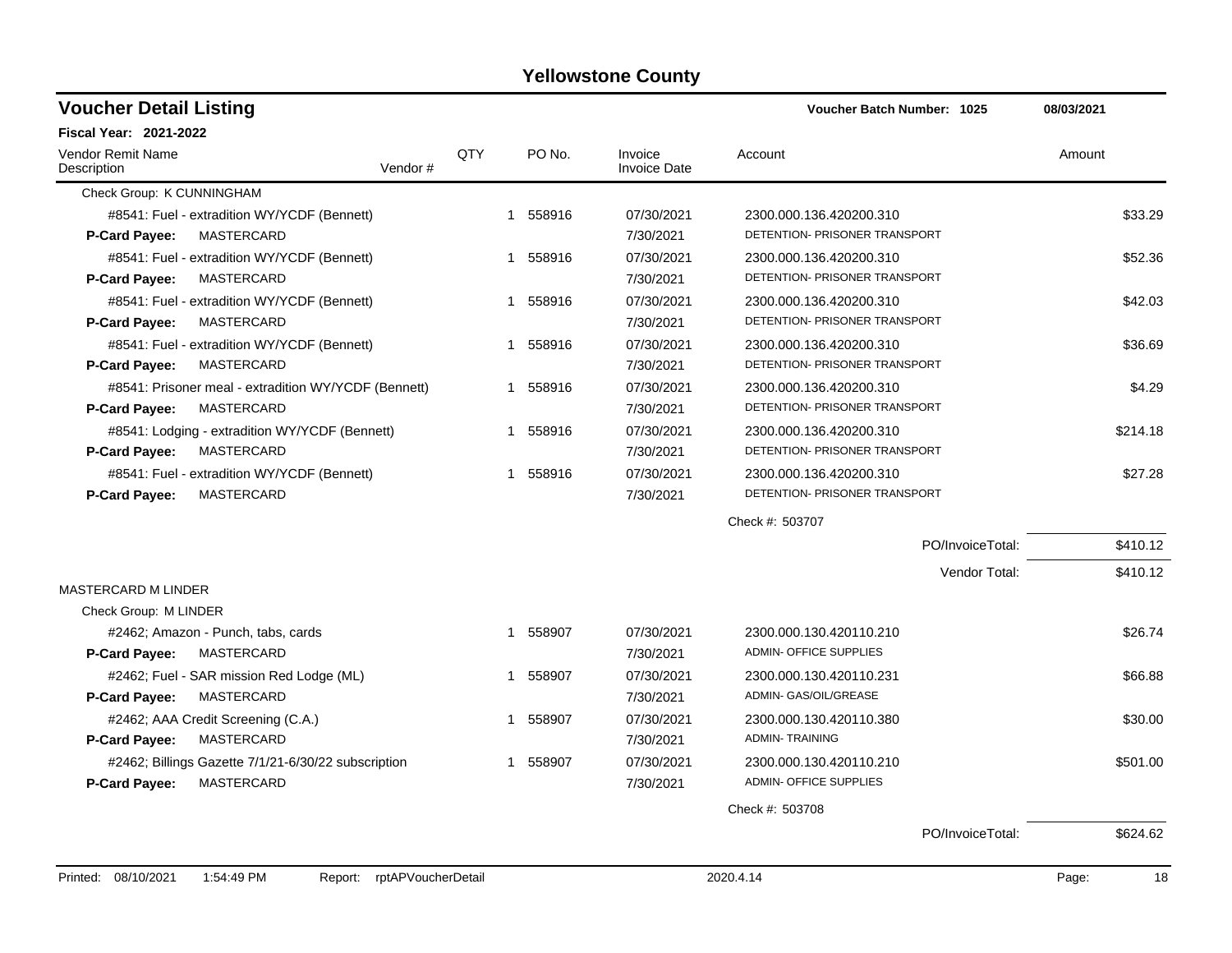# Yellowstone County

## Voucher Detail Listing

**Voucher Batch Number: 1025** — 08/03/2021

**Fiscal Year: 2021-2022**

| Vendor Remit Name / Description | Vendor # | QTY | PO No. | Invoice / Invoice Date | Account | Amount |
|---|---|---|---|---|---|---|
| Check Group: K CUNNINGHAM | | | | | | |
| #8541: Fuel - extradition WY/YCDF (Bennett) | | 1 | 558916 | 07/30/2021 | 2300.000.136.420200.310 | $33.29 |
| **P-Card Payee:** MASTERCARD | | | | 7/30/2021 | DETENTION- PRISONER TRANSPORT | |
| #8541: Fuel - extradition WY/YCDF (Bennett) | | 1 | 558916 | 07/30/2021 | 2300.000.136.420200.310 | $52.36 |
| **P-Card Payee:** MASTERCARD | | | | 7/30/2021 | DETENTION- PRISONER TRANSPORT | |
| #8541: Fuel - extradition WY/YCDF (Bennett) | | 1 | 558916 | 07/30/2021 | 2300.000.136.420200.310 | $42.03 |
| **P-Card Payee:** MASTERCARD | | | | 7/30/2021 | DETENTION- PRISONER TRANSPORT | |
| #8541: Fuel - extradition WY/YCDF (Bennett) | | 1 | 558916 | 07/30/2021 | 2300.000.136.420200.310 | $36.69 |
| **P-Card Payee:** MASTERCARD | | | | 7/30/2021 | DETENTION- PRISONER TRANSPORT | |
| #8541: Prisoner meal - extradition WY/YCDF (Bennett) | | 1 | 558916 | 07/30/2021 | 2300.000.136.420200.310 | $4.29 |
| **P-Card Payee:** MASTERCARD | | | | 7/30/2021 | DETENTION- PRISONER TRANSPORT | |
| #8541: Lodging - extradition WY/YCDF (Bennett) | | 1 | 558916 | 07/30/2021 | 2300.000.136.420200.310 | $214.18 |
| **P-Card Payee:** MASTERCARD | | | | 7/30/2021 | DETENTION- PRISONER TRANSPORT | |
| #8541: Fuel - extradition WY/YCDF (Bennett) | | 1 | 558916 | 07/30/2021 | 2300.000.136.420200.310 | $27.28 |
| **P-Card Payee:** MASTERCARD | | | | 7/30/2021 | DETENTION- PRISONER TRANSPORT | |
| | | | | | Check #: 503707 | |
| | | | | | PO/InvoiceTotal: | $410.12 |
| | | | | | Vendor Total: | $410.12 |
| MASTERCARD M LINDER | | | | | | |
| Check Group: M LINDER | | | | | | |
| #2462; Amazon - Punch, tabs, cards | | 1 | 558907 | 07/30/2021 | 2300.000.130.420110.210 | $26.74 |
| **P-Card Payee:** MASTERCARD | | | | 7/30/2021 | ADMIN- OFFICE SUPPLIES | |
| #2462; Fuel - SAR mission Red Lodge (ML) | | 1 | 558907 | 07/30/2021 | 2300.000.130.420110.231 | $66.88 |
| **P-Card Payee:** MASTERCARD | | | | 7/30/2021 | ADMIN- GAS/OIL/GREASE | |
| #2462; AAA Credit Screening (C.A.) | | 1 | 558907 | 07/30/2021 | 2300.000.130.420110.380 | $30.00 |
| **P-Card Payee:** MASTERCARD | | | | 7/30/2021 | ADMIN- TRAINING | |
| #2462; Billings Gazette 7/1/21-6/30/22 subscription | | 1 | 558907 | 07/30/2021 | 2300.000.130.420110.210 | $501.00 |
| **P-Card Payee:** MASTERCARD | | | | 7/30/2021 | ADMIN- OFFICE SUPPLIES | |
| | | | | | Check #: 503708 | |
| | | | | | PO/InvoiceTotal: | $624.62 |

Printed: 08/10/2021 1:54:49 PM Report: rptAPVoucherDetail 2020.4.14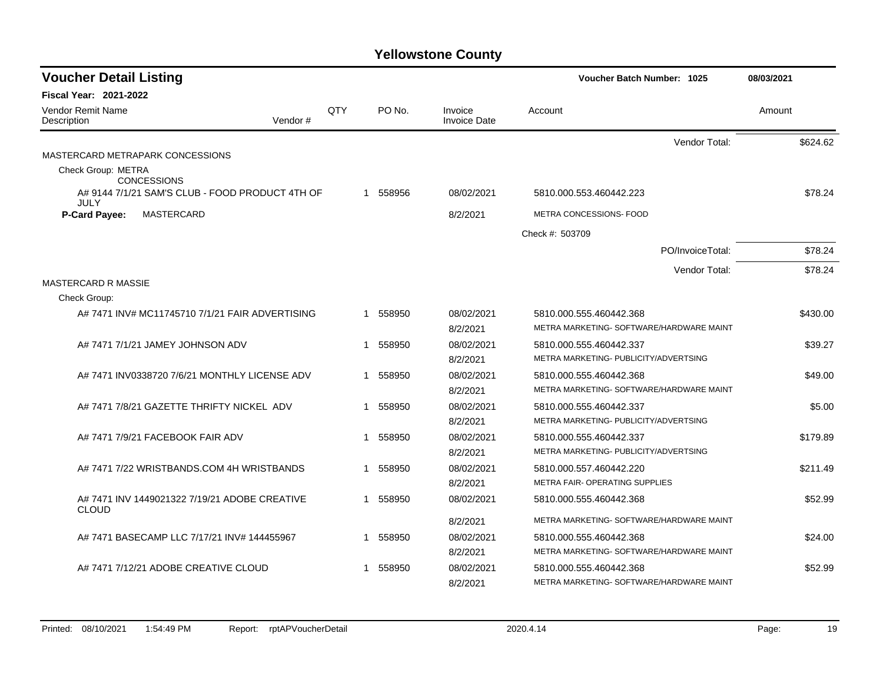# Yellowstone County

## Voucher Detail Listing

**Voucher Batch Number: 1025** — 08/03/2021

**Fiscal Year: 2021-2022**

| Vendor Remit Name / Description | Vendor # | QTY | PO No. | Invoice / Invoice Date | Account | Amount |
|---|---|---|---|---|---|---|
| | | | | | Vendor Total: | $624.62 |
| MASTERCARD METRAPARK CONCESSIONS | | | | | | |
| Check Group: METRA CONCESSIONS | | | | | | |
| A# 9144 7/1/21 SAM'S CLUB - FOOD PRODUCT 4TH OF JULY | | 1 | 558956 | 08/02/2021 | 5810.000.553.460442.223 | $78.24 |
| **P-Card Payee:** MASTERCARD | | | | 8/2/2021 | METRA CONCESSIONS- FOOD | |
| | | | | | Check #: 503709 | |
| | | | | | PO/InvoiceTotal: | $78.24 |
| | | | | | Vendor Total: | $78.24 |
| MASTERCARD R MASSIE | | | | | | |
| Check Group: | | | | | | |
| A# 7471 INV# MC11745710 7/1/21 FAIR ADVERTISING | | 1 | 558950 | 08/02/2021 | 5810.000.555.460442.368 | $430.00 |
| | | | | 8/2/2021 | METRA MARKETING- SOFTWARE/HARDWARE MAINT | |
| A# 7471 7/1/21 JAMEY JOHNSON ADV | | 1 | 558950 | 08/02/2021 | 5810.000.555.460442.337 | $39.27 |
| | | | | 8/2/2021 | METRA MARKETING- PUBLICITY/ADVERTSING | |
| A# 7471 INV0338720 7/6/21 MONTHLY LICENSE ADV | | 1 | 558950 | 08/02/2021 | 5810.000.555.460442.368 | $49.00 |
| | | | | 8/2/2021 | METRA MARKETING- SOFTWARE/HARDWARE MAINT | |
| A# 7471 7/8/21 GAZETTE THRIFTY NICKEL ADV | | 1 | 558950 | 08/02/2021 | 5810.000.555.460442.337 | $5.00 |
| | | | | 8/2/2021 | METRA MARKETING- PUBLICITY/ADVERTSING | |
| A# 7471 7/9/21 FACEBOOK FAIR ADV | | 1 | 558950 | 08/02/2021 | 5810.000.555.460442.337 | $179.89 |
| | | | | 8/2/2021 | METRA MARKETING- PUBLICITY/ADVERTSING | |
| A# 7471 7/22 WRISTBANDS.COM 4H WRISTBANDS | | 1 | 558950 | 08/02/2021 | 5810.000.557.460442.220 | $211.49 |
| | | | | 8/2/2021 | METRA FAIR- OPERATING SUPPLIES | |
| A# 7471 INV 1449021322 7/19/21 ADOBE CREATIVE CLOUD | | 1 | 558950 | 08/02/2021 | 5810.000.555.460442.368 | $52.99 |
| | | | | 8/2/2021 | METRA MARKETING- SOFTWARE/HARDWARE MAINT | |
| A# 7471 BASECAMP LLC 7/17/21 INV# 144455967 | | 1 | 558950 | 08/02/2021 | 5810.000.555.460442.368 | $24.00 |
| | | | | 8/2/2021 | METRA MARKETING- SOFTWARE/HARDWARE MAINT | |
| A# 7471 7/12/21 ADOBE CREATIVE CLOUD | | 1 | 558950 | 08/02/2021 | 5810.000.555.460442.368 | $52.99 |
| | | | | 8/2/2021 | METRA MARKETING- SOFTWARE/HARDWARE MAINT | |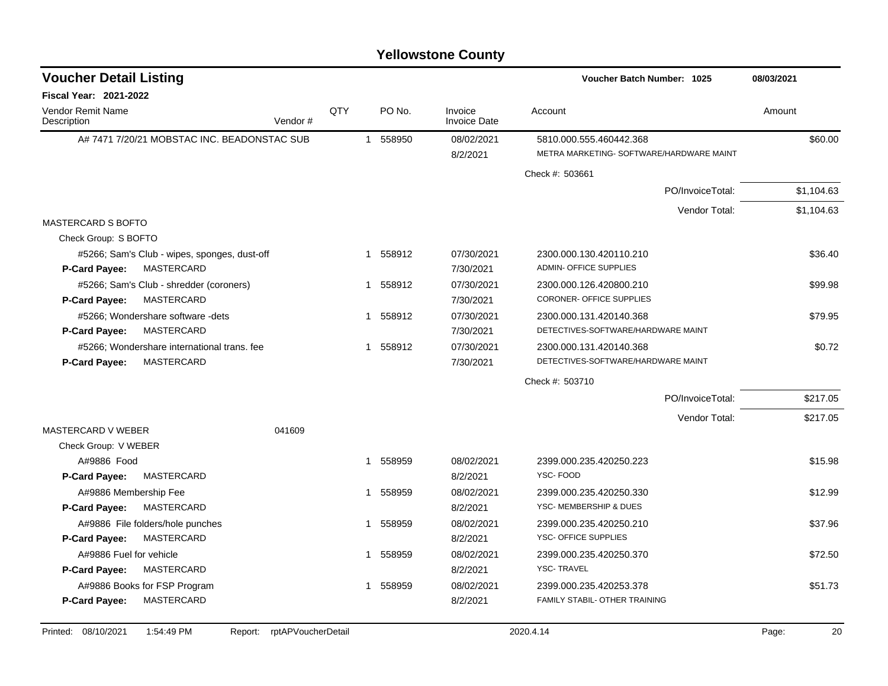# Yellowstone County

## Voucher Detail Listing

**Voucher Batch Number: 1025** — 08/03/2021

**Fiscal Year: 2021-2022**

| Vendor Remit Name / Description | Vendor # | QTY | PO No. | Invoice / Invoice Date | Account | Amount |
|---|---|---|---|---|---|---|
| A# 7471 7/20/21 MOBSTAC INC. BEADONSTAC SUB | | 1 | 558950 | 08/02/2021 / 8/2/2021 | 5810.000.555.460442.368 METRA MARKETING- SOFTWARE/HARDWARE MAINT | $60.00 |
| | | | | | Check #: 503661 | |
| | | | | | PO/InvoiceTotal: | $1,104.63 |
| | | | | | Vendor Total: | $1,104.63 |
| MASTERCARD S BOFTO | | | | | | |
| Check Group: S BOFTO | | | | | | |
| #5266; Sam's Club - wipes, sponges, dust-off | | 1 | 558912 | 07/30/2021 / 7/30/2021 | 2300.000.130.420110.210 ADMIN- OFFICE SUPPLIES | $36.40 |
| **P-Card Payee:** MASTERCARD | | | | | | |
| #5266; Sam's Club - shredder (coroners) | | 1 | 558912 | 07/30/2021 / 7/30/2021 | 2300.000.126.420800.210 CORONER- OFFICE SUPPLIES | $99.98 |
| **P-Card Payee:** MASTERCARD | | | | | | |
| #5266; Wondershare software -dets | | 1 | 558912 | 07/30/2021 / 7/30/2021 | 2300.000.131.420140.368 DETECTIVES-SOFTWARE/HARDWARE MAINT | $79.95 |
| **P-Card Payee:** MASTERCARD | | | | | | |
| #5266; Wondershare international trans. fee | | 1 | 558912 | 07/30/2021 / 7/30/2021 | 2300.000.131.420140.368 DETECTIVES-SOFTWARE/HARDWARE MAINT | $0.72 |
| **P-Card Payee:** MASTERCARD | | | | | | |
| | | | | | Check #: 503710 | |
| | | | | | PO/InvoiceTotal: | $217.05 |
| | | | | | Vendor Total: | $217.05 |
| MASTERCARD V WEBER | 041609 | | | | | |
| Check Group: V WEBER | | | | | | |
| A#9886 Food | | 1 | 558959 | 08/02/2021 / 8/2/2021 | 2399.000.235.420250.223 YSC- FOOD | $15.98 |
| **P-Card Payee:** MASTERCARD | | | | | | |
| A#9886 Membership Fee | | 1 | 558959 | 08/02/2021 / 8/2/2021 | 2399.000.235.420250.330 YSC- MEMBERSHIP & DUES | $12.99 |
| **P-Card Payee:** MASTERCARD | | | | | | |
| A#9886 File folders/hole punches | | 1 | 558959 | 08/02/2021 / 8/2/2021 | 2399.000.235.420250.210 YSC- OFFICE SUPPLIES | $37.96 |
| **P-Card Payee:** MASTERCARD | | | | | | |
| A#9886 Fuel for vehicle | | 1 | 558959 | 08/02/2021 / 8/2/2021 | 2399.000.235.420250.370 YSC- TRAVEL | $72.50 |
| **P-Card Payee:** MASTERCARD | | | | | | |
| A#9886 Books for FSP Program | | 1 | 558959 | 08/02/2021 / 8/2/2021 | 2399.000.235.420253.378 FAMILY STABIL- OTHER TRAINING | $51.73 |
| **P-Card Payee:** MASTERCARD | | | | | | |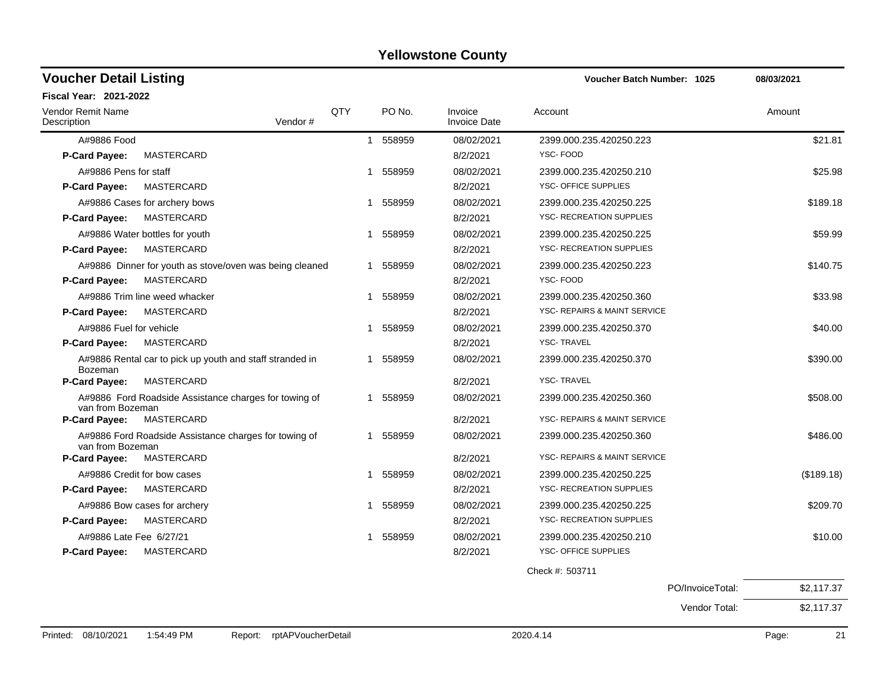# Yellowstone County

## Voucher Detail Listing

**Voucher Batch Number: 1025** 08/03/2021

**Fiscal Year: 2021-2022**

| Vendor Remit Name / Description | Vendor # | QTY | PO No. | Invoice / Invoice Date | Account | Amount |
|---|---|---|---|---|---|---|
| A#9886 Food | | 1 | 558959 | 08/02/2021 | 2399.000.235.420250.223 | $21.81 |
| **P-Card Payee:** MASTERCARD | | | | 8/2/2021 | YSC- FOOD | |
| A#9886 Pens for staff | | 1 | 558959 | 08/02/2021 | 2399.000.235.420250.210 | $25.98 |
| **P-Card Payee:** MASTERCARD | | | | 8/2/2021 | YSC- OFFICE SUPPLIES | |
| A#9886 Cases for archery bows | | 1 | 558959 | 08/02/2021 | 2399.000.235.420250.225 | $189.18 |
| **P-Card Payee:** MASTERCARD | | | | 8/2/2021 | YSC- RECREATION SUPPLIES | |
| A#9886 Water bottles for youth | | 1 | 558959 | 08/02/2021 | 2399.000.235.420250.225 | $59.99 |
| **P-Card Payee:** MASTERCARD | | | | 8/2/2021 | YSC- RECREATION SUPPLIES | |
| A#9886 Dinner for youth as stove/oven was being cleaned | | 1 | 558959 | 08/02/2021 | 2399.000.235.420250.223 | $140.75 |
| **P-Card Payee:** MASTERCARD | | | | 8/2/2021 | YSC- FOOD | |
| A#9886 Trim line weed whacker | | 1 | 558959 | 08/02/2021 | 2399.000.235.420250.360 | $33.98 |
| **P-Card Payee:** MASTERCARD | | | | 8/2/2021 | YSC- REPAIRS & MAINT SERVICE | |
| A#9886 Fuel for vehicle | | 1 | 558959 | 08/02/2021 | 2399.000.235.420250.370 | $40.00 |
| **P-Card Payee:** MASTERCARD | | | | 8/2/2021 | YSC- TRAVEL | |
| A#9886 Rental car to pick up youth and staff stranded in Bozeman | | 1 | 558959 | 08/02/2021 | 2399.000.235.420250.370 | $390.00 |
| **P-Card Payee:** MASTERCARD | | | | 8/2/2021 | YSC- TRAVEL | |
| A#9886 Ford Roadside Assistance charges for towing of van from Bozeman | | 1 | 558959 | 08/02/2021 | 2399.000.235.420250.360 | $508.00 |
| **P-Card Payee:** MASTERCARD | | | | 8/2/2021 | YSC- REPAIRS & MAINT SERVICE | |
| A#9886 Ford Roadside Assistance charges for towing of van from Bozeman | | 1 | 558959 | 08/02/2021 | 2399.000.235.420250.360 | $486.00 |
| **P-Card Payee:** MASTERCARD | | | | 8/2/2021 | YSC- REPAIRS & MAINT SERVICE | |
| A#9886 Credit for bow cases | | 1 | 558959 | 08/02/2021 | 2399.000.235.420250.225 | ($189.18) |
| **P-Card Payee:** MASTERCARD | | | | 8/2/2021 | YSC- RECREATION SUPPLIES | |
| A#9886 Bow cases for archery | | 1 | 558959 | 08/02/2021 | 2399.000.235.420250.225 | $209.70 |
| **P-Card Payee:** MASTERCARD | | | | 8/2/2021 | YSC- RECREATION SUPPLIES | |
| A#9886 Late Fee 6/27/21 | | 1 | 558959 | 08/02/2021 | 2399.000.235.420250.210 | $10.00 |
| **P-Card Payee:** MASTERCARD | | | | 8/2/2021 | YSC- OFFICE SUPPLIES | |

Check #: 503711

PO/InvoiceTotal: $2,117.37

Vendor Total: $2,117.37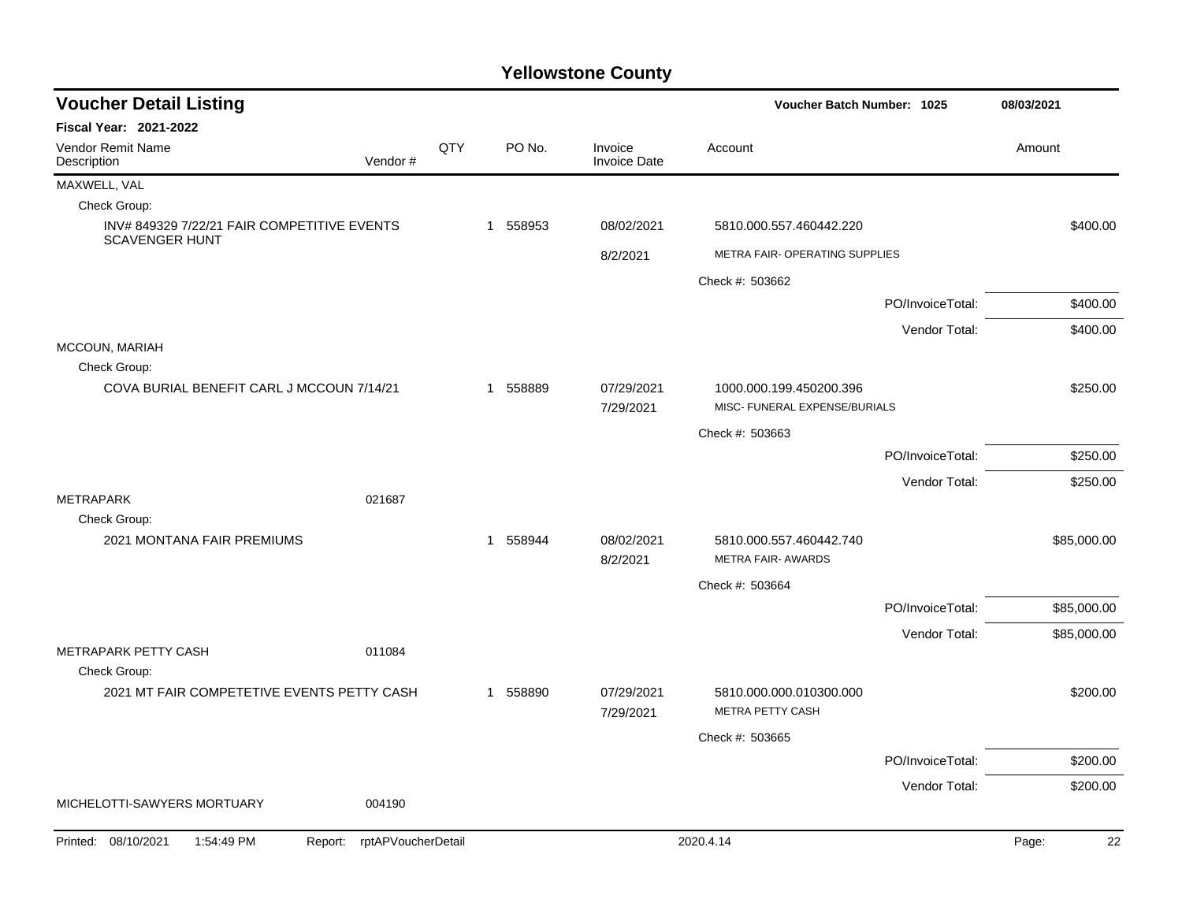# Yellowstone County

## Voucher Detail Listing

Voucher Batch Number: 1025 — 08/03/2021

**Fiscal Year: 2021-2022**

| Vendor Remit Name / Description | Vendor # | QTY | PO No. | Invoice / Invoice Date | Account | Amount |
|---|---|---|---|---|---|---|
| MAXWELL, VAL | | | | | | |
| Check Group: | | | | | | |
| INV# 849329 7/22/21 FAIR COMPETITIVE EVENTS SCAVENGER HUNT | | 1 | 558953 | 08/02/2021 / 8/2/2021 | 5810.000.557.460442.220 METRA FAIR- OPERATING SUPPLIES | $400.00 |
| | | | | | Check #: 503662 | |
| | | | | | PO/InvoiceTotal: | $400.00 |
| | | | | | Vendor Total: | $400.00 |
| MCCOUN, MARIAH | | | | | | |
| Check Group: | | | | | | |
| COVA BURIAL BENEFIT CARL J MCCOUN 7/14/21 | | 1 | 558889 | 07/29/2021 / 7/29/2021 | 1000.000.199.450200.396 MISC- FUNERAL EXPENSE/BURIALS | $250.00 |
| | | | | | Check #: 503663 | |
| | | | | | PO/InvoiceTotal: | $250.00 |
| | | | | | Vendor Total: | $250.00 |
| METRAPARK | 021687 | | | | | |
| Check Group: | | | | | | |
| 2021 MONTANA FAIR PREMIUMS | | 1 | 558944 | 08/02/2021 / 8/2/2021 | 5810.000.557.460442.740 METRA FAIR- AWARDS | $85,000.00 |
| | | | | | Check #: 503664 | |
| | | | | | PO/InvoiceTotal: | $85,000.00 |
| | | | | | Vendor Total: | $85,000.00 |
| METRAPARK PETTY CASH | 011084 | | | | | |
| Check Group: | | | | | | |
| 2021 MT FAIR COMPETETIVE EVENTS PETTY CASH | | 1 | 558890 | 07/29/2021 / 7/29/2021 | 5810.000.000.010300.000 METRA PETTY CASH | $200.00 |
| | | | | | Check #: 503665 | |
| | | | | | PO/InvoiceTotal: | $200.00 |
| | | | | | Vendor Total: | $200.00 |
| MICHELOTTI-SAWYERS MORTUARY | 004190 | | | | | |

Printed: 08/10/2021 1:54:49 PM Report: rptAPVoucherDetail 2020.4.14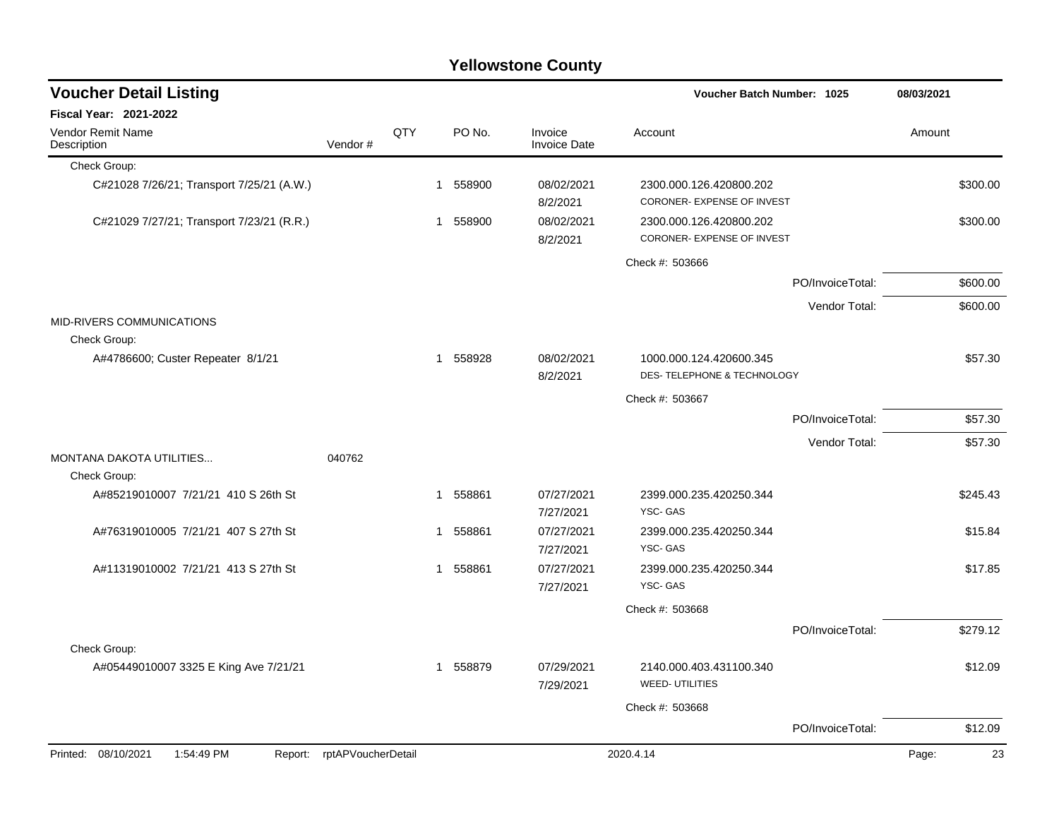# Yellowstone County

## Voucher Detail Listing

**Voucher Batch Number: 1025** — 08/03/2021

**Fiscal Year: 2021-2022**

| Vendor Remit Name / Description | Vendor # | QTY | PO No. | Invoice / Invoice Date | Account | Amount |
|---|---|---|---|---|---|---|
| Check Group: | | | | | | |
| C#21028 7/26/21; Transport 7/25/21 (A.W.) | | 1 | 558900 | 08/02/2021 8/2/2021 | 2300.000.126.420800.202 CORONER- EXPENSE OF INVEST | $300.00 |
| C#21029 7/27/21; Transport 7/23/21 (R.R.) | | 1 | 558900 | 08/02/2021 8/2/2021 | 2300.000.126.420800.202 CORONER- EXPENSE OF INVEST | $300.00 |
| | | | | | Check #: 503666 | |
| | | | | | PO/InvoiceTotal: | $600.00 |
| | | | | | Vendor Total: | $600.00 |
| MID-RIVERS COMMUNICATIONS | | | | | | |
| Check Group: | | | | | | |
| A#4786600; Custer Repeater 8/1/21 | | 1 | 558928 | 08/02/2021 8/2/2021 | 1000.000.124.420600.345 DES- TELEPHONE & TECHNOLOGY | $57.30 |
| | | | | | Check #: 503667 | |
| | | | | | PO/InvoiceTotal: | $57.30 |
| | | | | | Vendor Total: | $57.30 |
| MONTANA DAKOTA UTILITIES... | 040762 | | | | | |
| Check Group: | | | | | | |
| A#85219010007 7/21/21 410 S 26th St | | 1 | 558861 | 07/27/2021 7/27/2021 | 2399.000.235.420250.344 YSC- GAS | $245.43 |
| A#76319010005 7/21/21 407 S 27th St | | 1 | 558861 | 07/27/2021 7/27/2021 | 2399.000.235.420250.344 YSC- GAS | $15.84 |
| A#11319010002 7/21/21 413 S 27th St | | 1 | 558861 | 07/27/2021 7/27/2021 | 2399.000.235.420250.344 YSC- GAS | $17.85 |
| | | | | | Check #: 503668 | |
| | | | | | PO/InvoiceTotal: | $279.12 |
| Check Group: | | | | | | |
| A#05449010007 3325 E King Ave 7/21/21 | | 1 | 558879 | 07/29/2021 7/29/2021 | 2140.000.403.431100.340 WEED- UTILITIES | $12.09 |
| | | | | | Check #: 503668 | |
| | | | | | PO/InvoiceTotal: | $12.09 |

Printed: 08/10/2021 1:54:49 PM Report: rptAPVoucherDetail 2020.4.14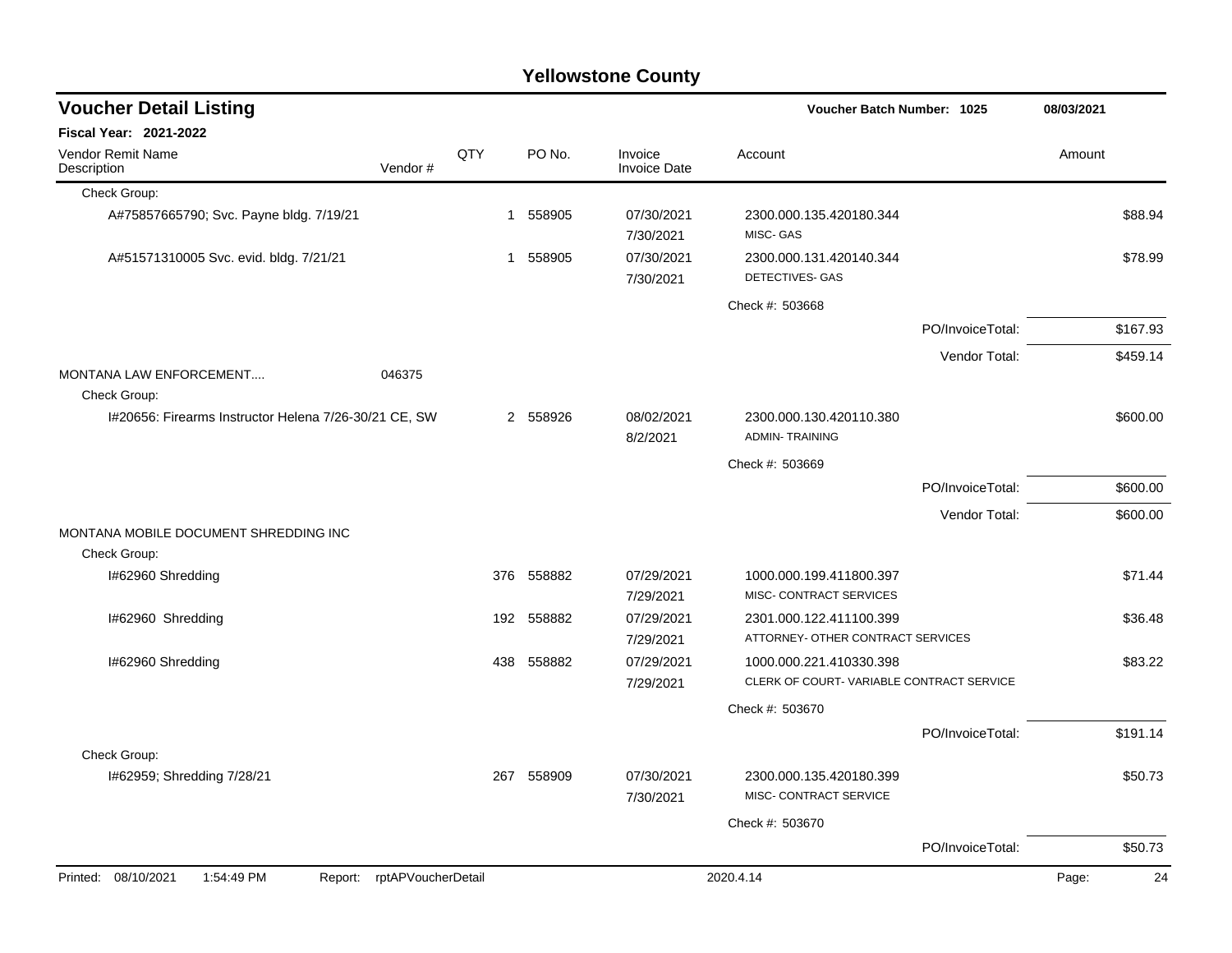# Yellowstone County

## Voucher Detail Listing

**Voucher Batch Number: 1025** | 08/03/2021

**Fiscal Year: 2021-2022**

| Vendor Remit Name / Description | Vendor # | QTY | PO No. | Invoice / Invoice Date | Account | Amount |
|---|---|---|---|---|---|---|
| Check Group: | | | | | | |
| A#75857665790; Svc. Payne bldg. 7/19/21 | | 1 | 558905 | 07/30/2021 7/30/2021 | 2300.000.135.420180.344 MISC- GAS | $88.94 |
| A#51571310005 Svc. evid. bldg. 7/21/21 | | 1 | 558905 | 07/30/2021 7/30/2021 | 2300.000.131.420140.344 DETECTIVES- GAS | $78.99 |
| | | | | | Check #: 503668 | |
| | | | | | PO/InvoiceTotal: | $167.93 |
| | | | | | Vendor Total: | $459.14 |
| MONTANA LAW ENFORCEMENT.... | 046375 | | | | | |
| Check Group: | | | | | | |
| I#20656: Firearms Instructor Helena 7/26-30/21 CE, SW | | 2 | 558926 | 08/02/2021 8/2/2021 | 2300.000.130.420110.380 ADMIN- TRAINING | $600.00 |
| | | | | | Check #: 503669 | |
| | | | | | PO/InvoiceTotal: | $600.00 |
| | | | | | Vendor Total: | $600.00 |
| MONTANA MOBILE DOCUMENT SHREDDING INC | | | | | | |
| Check Group: | | | | | | |
| I#62960 Shredding | | 376 | 558882 | 07/29/2021 7/29/2021 | 1000.000.199.411800.397 MISC- CONTRACT SERVICES | $71.44 |
| I#62960 Shredding | | 192 | 558882 | 07/29/2021 7/29/2021 | 2301.000.122.411100.399 ATTORNEY- OTHER CONTRACT SERVICES | $36.48 |
| I#62960 Shredding | | 438 | 558882 | 07/29/2021 7/29/2021 | 1000.000.221.410330.398 CLERK OF COURT- VARIABLE CONTRACT SERVICE | $83.22 |
| | | | | | Check #: 503670 | |
| | | | | | PO/InvoiceTotal: | $191.14 |
| Check Group: | | | | | | |
| I#62959; Shredding 7/28/21 | | 267 | 558909 | 07/30/2021 7/30/2021 | 2300.000.135.420180.399 MISC- CONTRACT SERVICE | $50.73 |
| | | | | | Check #: 503670 | |
| | | | | | PO/InvoiceTotal: | $50.73 |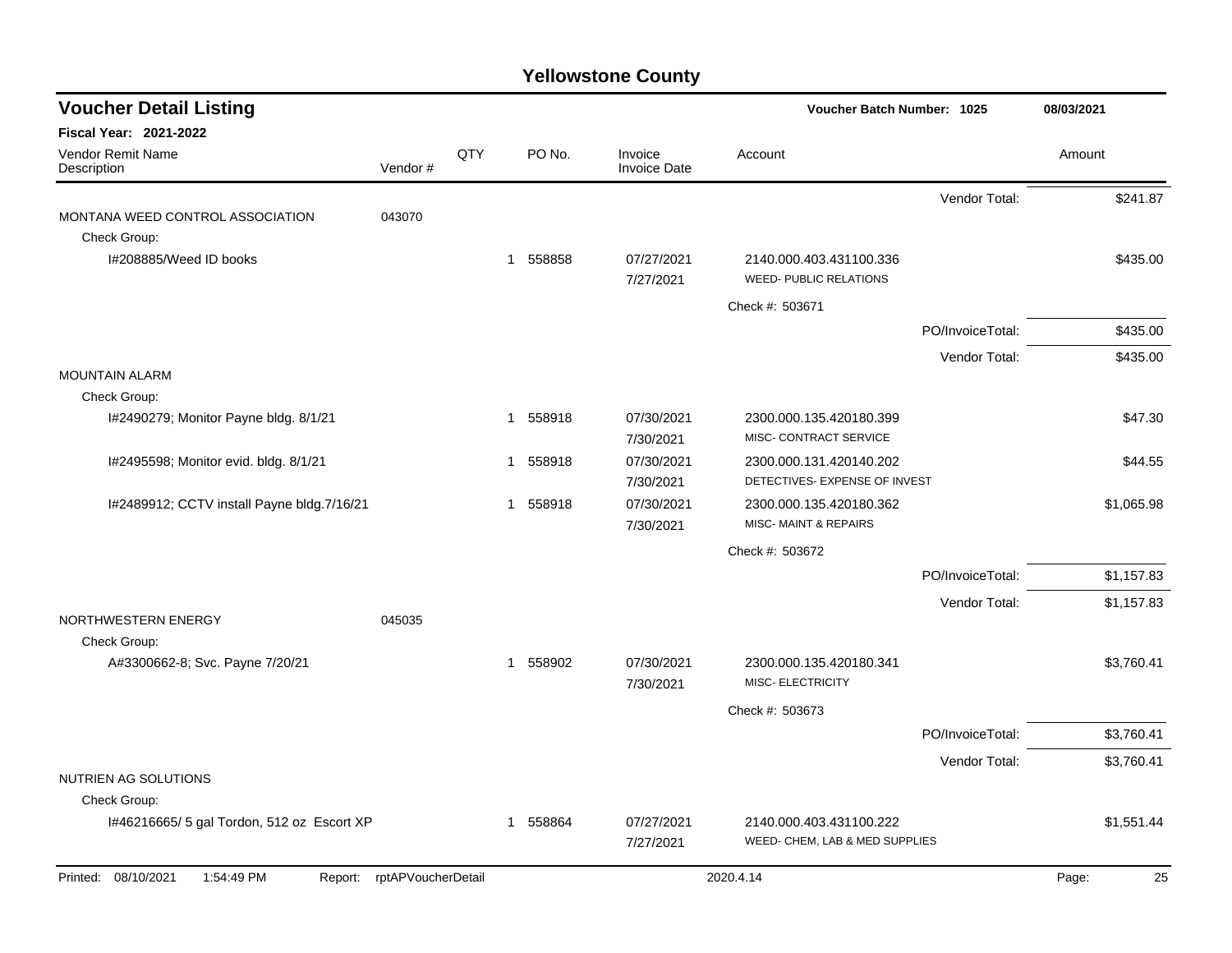# Yellowstone County

## Voucher Detail Listing

**Voucher Batch Number: 1025** — 08/03/2021

**Fiscal Year: 2021-2022**

| Vendor Remit Name / Description | Vendor # | QTY | PO No. | Invoice / Invoice Date | Account | Amount |
|---|---|---|---|---|---|---|
| | | | | | Vendor Total: | $241.87 |
| MONTANA WEED CONTROL ASSOCIATION | 043070 | | | | | |
| Check Group: | | | | | | |
| I#208885/Weed ID books | | 1 | 558858 | 07/27/2021 7/27/2021 | 2140.000.403.431100.336 WEED- PUBLIC RELATIONS | $435.00 |
| | | | | | Check #: 503671 | |
| | | | | | PO/InvoiceTotal: | $435.00 |
| | | | | | Vendor Total: | $435.00 |
| MOUNTAIN ALARM | | | | | | |
| Check Group: | | | | | | |
| I#2490279; Monitor Payne bldg. 8/1/21 | | 1 | 558918 | 07/30/2021 7/30/2021 | 2300.000.135.420180.399 MISC- CONTRACT SERVICE | $47.30 |
| I#2495598; Monitor evid. bldg. 8/1/21 | | 1 | 558918 | 07/30/2021 7/30/2021 | 2300.000.131.420140.202 DETECTIVES- EXPENSE OF INVEST | $44.55 |
| I#2489912; CCTV install Payne bldg.7/16/21 | | 1 | 558918 | 07/30/2021 7/30/2021 | 2300.000.135.420180.362 MISC- MAINT & REPAIRS | $1,065.98 |
| | | | | | Check #: 503672 | |
| | | | | | PO/InvoiceTotal: | $1,157.83 |
| | | | | | Vendor Total: | $1,157.83 |
| NORTHWESTERN ENERGY | 045035 | | | | | |
| Check Group: | | | | | | |
| A#3300662-8; Svc. Payne 7/20/21 | | 1 | 558902 | 07/30/2021 7/30/2021 | 2300.000.135.420180.341 MISC- ELECTRICITY | $3,760.41 |
| | | | | | Check #: 503673 | |
| | | | | | PO/InvoiceTotal: | $3,760.41 |
| | | | | | Vendor Total: | $3,760.41 |
| NUTRIEN AG SOLUTIONS | | | | | | |
| Check Group: | | | | | | |
| I#46216665/ 5 gal Tordon, 512 oz Escort XP | | 1 | 558864 | 07/27/2021 7/27/2021 | 2140.000.403.431100.222 WEED- CHEM, LAB & MED SUPPLIES | $1,551.44 |

Printed: 08/10/2021 1:54:49 PM Report: rptAPVoucherDetail 2020.4.14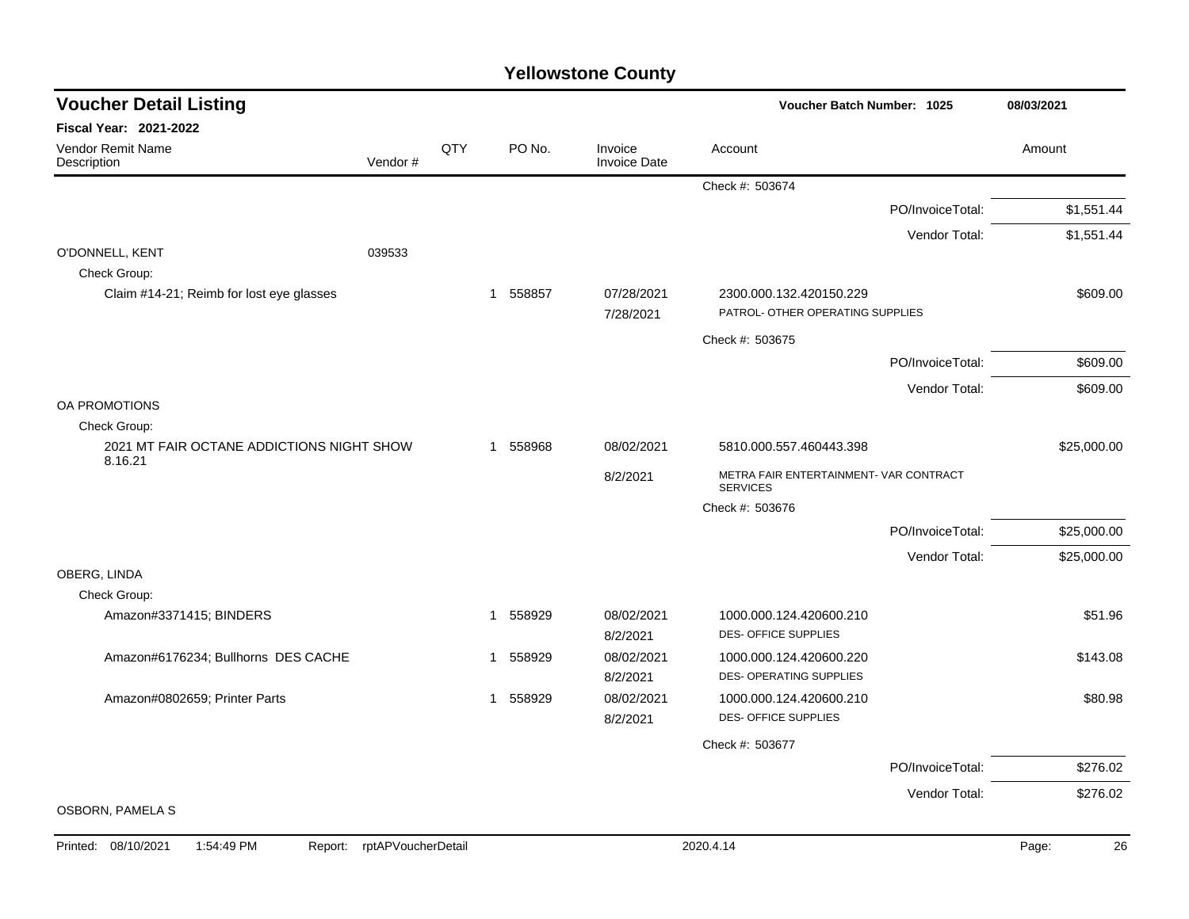# Yellowstone County

## Voucher Detail Listing

**Voucher Batch Number: 1025** — 08/03/2021

**Fiscal Year: 2021-2022**

| Vendor Remit Name / Description | Vendor # | QTY | PO No. | Invoice / Invoice Date | Account | Amount |
|---|---|---|---|---|---|---|
| | | | | | Check #: 503674 | |
| | | | | | PO/InvoiceTotal: | $1,551.44 |
| | | | | | Vendor Total: | $1,551.44 |
| O'DONNELL, KENT | 039533 | | | | | |
| Check Group: | | | | | | |
| Claim #14-21; Reimb for lost eye glasses | | 1 | 558857 | 07/28/2021<br>7/28/2021 | 2300.000.132.420150.229<br>PATROL- OTHER OPERATING SUPPLIES | $609.00 |
| | | | | | Check #: 503675 | |
| | | | | | PO/InvoiceTotal: | $609.00 |
| | | | | | Vendor Total: | $609.00 |
| OA PROMOTIONS | | | | | | |
| Check Group: | | | | | | |
| 2021 MT FAIR OCTANE ADDICTIONS NIGHT SHOW 8.16.21 | | 1 | 558968 | 08/02/2021<br>8/2/2021 | 5810.000.557.460443.398<br>METRA FAIR ENTERTAINMENT- VAR CONTRACT SERVICES | $25,000.00 |
| | | | | | Check #: 503676 | |
| | | | | | PO/InvoiceTotal: | $25,000.00 |
| | | | | | Vendor Total: | $25,000.00 |
| OBERG, LINDA | | | | | | |
| Check Group: | | | | | | |
| Amazon#3371415; BINDERS | | 1 | 558929 | 08/02/2021<br>8/2/2021 | 1000.000.124.420600.210<br>DES- OFFICE SUPPLIES | $51.96 |
| Amazon#6176234; Bullhorns DES CACHE | | 1 | 558929 | 08/02/2021<br>8/2/2021 | 1000.000.124.420600.220<br>DES- OPERATING SUPPLIES | $143.08 |
| Amazon#0802659; Printer Parts | | 1 | 558929 | 08/02/2021<br>8/2/2021 | 1000.000.124.420600.210<br>DES- OFFICE SUPPLIES | $80.98 |
| | | | | | Check #: 503677 | |
| | | | | | PO/InvoiceTotal: | $276.02 |
| | | | | | Vendor Total: | $276.02 |
| OSBORN, PAMELA S | | | | | | |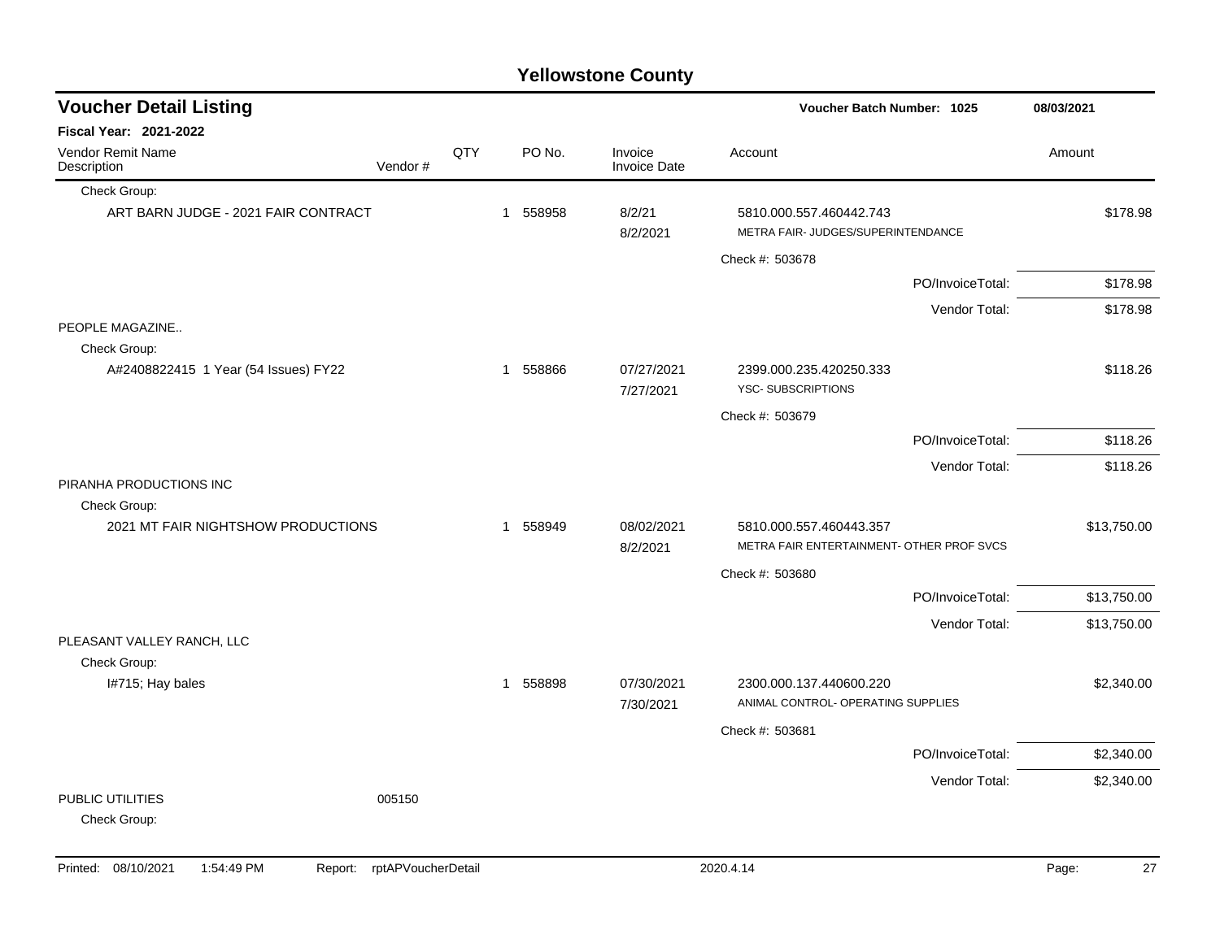# Yellowstone County

## Voucher Detail Listing

**Voucher Batch Number: 1025** — 08/03/2021

**Fiscal Year: 2021-2022**

| Vendor Remit Name / Description | Vendor # | QTY | PO No. | Invoice / Invoice Date | Account | Amount |
|---|---|---|---|---|---|---|
| Check Group: | | | | | | |
| ART BARN JUDGE - 2021 FAIR CONTRACT | | 1 | 558958 | 8/2/21<br>8/2/2021 | 5810.000.557.460442.743<br>METRA FAIR- JUDGES/SUPERINTENDANCE | $178.98 |
| | | | | | Check #: 503678 | |
| | | | | | PO/InvoiceTotal: | $178.98 |
| | | | | | Vendor Total: | $178.98 |
| PEOPLE MAGAZINE.. | | | | | | |
| Check Group: | | | | | | |
| A#2408822415 1 Year (54 Issues) FY22 | | 1 | 558866 | 07/27/2021<br>7/27/2021 | 2399.000.235.420250.333<br>YSC- SUBSCRIPTIONS | $118.26 |
| | | | | | Check #: 503679 | |
| | | | | | PO/InvoiceTotal: | $118.26 |
| | | | | | Vendor Total: | $118.26 |
| PIRANHA PRODUCTIONS INC | | | | | | |
| Check Group: | | | | | | |
| 2021 MT FAIR NIGHTSHOW PRODUCTIONS | | 1 | 558949 | 08/02/2021<br>8/2/2021 | 5810.000.557.460443.357<br>METRA FAIR ENTERTAINMENT- OTHER PROF SVCS | $13,750.00 |
| | | | | | Check #: 503680 | |
| | | | | | PO/InvoiceTotal: | $13,750.00 |
| | | | | | Vendor Total: | $13,750.00 |
| PLEASANT VALLEY RANCH, LLC | | | | | | |
| Check Group: | | | | | | |
| I#715; Hay bales | | 1 | 558898 | 07/30/2021<br>7/30/2021 | 2300.000.137.440600.220<br>ANIMAL CONTROL- OPERATING SUPPLIES | $2,340.00 |
| | | | | | Check #: 503681 | |
| | | | | | PO/InvoiceTotal: | $2,340.00 |
| | | | | | Vendor Total: | $2,340.00 |
| PUBLIC UTILITIES | 005150 | | | | | |
| Check Group: | | | | | | |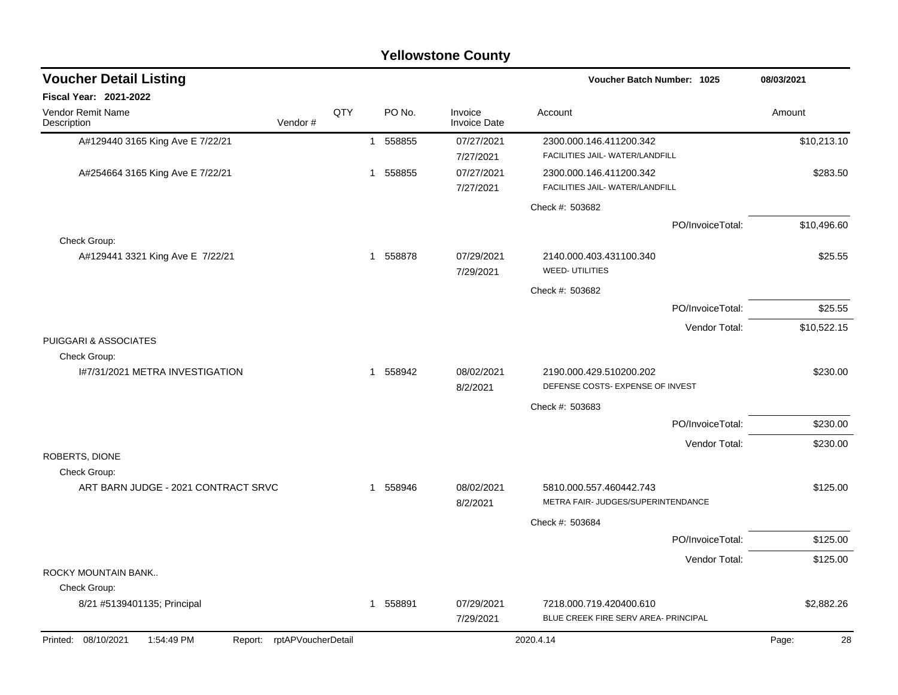# Yellowstone County

## Voucher Detail Listing

**Voucher Batch Number: 1025** 08/03/2021

**Fiscal Year: 2021-2022**

| Vendor Remit Name / Description | Vendor # | QTY | PO No. | Invoice / Invoice Date | Account | Amount |
|---|---|---|---|---|---|---|
| A#129440 3165 King Ave E 7/22/21 | | 1 | 558855 | 07/27/2021 / 7/27/2021 | 2300.000.146.411200.342 FACILITIES JAIL- WATER/LANDFILL | $10,213.10 |
| A#254664 3165 King Ave E 7/22/21 | | 1 | 558855 | 07/27/2021 / 7/27/2021 | 2300.000.146.411200.342 FACILITIES JAIL- WATER/LANDFILL | $283.50 |
| | | | | | Check #: 503682 | |
| | | | | | PO/InvoiceTotal: | $10,496.60 |
| Check Group: | | | | | | |
| A#129441 3321 King Ave E 7/22/21 | | 1 | 558878 | 07/29/2021 / 7/29/2021 | 2140.000.403.431100.340 WEED- UTILITIES | $25.55 |
| | | | | | Check #: 503682 | |
| | | | | | PO/InvoiceTotal: | $25.55 |
| | | | | | Vendor Total: | $10,522.15 |
| PUIGGARI & ASSOCIATES | | | | | | |
| Check Group: | | | | | | |
| I#7/31/2021 METRA INVESTIGATION | | 1 | 558942 | 08/02/2021 / 8/2/2021 | 2190.000.429.510200.202 DEFENSE COSTS- EXPENSE OF INVEST | $230.00 |
| | | | | | Check #: 503683 | |
| | | | | | PO/InvoiceTotal: | $230.00 |
| | | | | | Vendor Total: | $230.00 |
| ROBERTS, DIONE | | | | | | |
| Check Group: | | | | | | |
| ART BARN JUDGE - 2021 CONTRACT SRVC | | 1 | 558946 | 08/02/2021 / 8/2/2021 | 5810.000.557.460442.743 METRA FAIR- JUDGES/SUPERINTENDANCE | $125.00 |
| | | | | | Check #: 503684 | |
| | | | | | PO/InvoiceTotal: | $125.00 |
| | | | | | Vendor Total: | $125.00 |
| ROCKY MOUNTAIN BANK.. | | | | | | |
| Check Group: | | | | | | |
| 8/21 #5139401135; Principal | | 1 | 558891 | 07/29/2021 / 7/29/2021 | 7218.000.719.420400.610 BLUE CREEK FIRE SERV AREA- PRINCIPAL | $2,882.26 |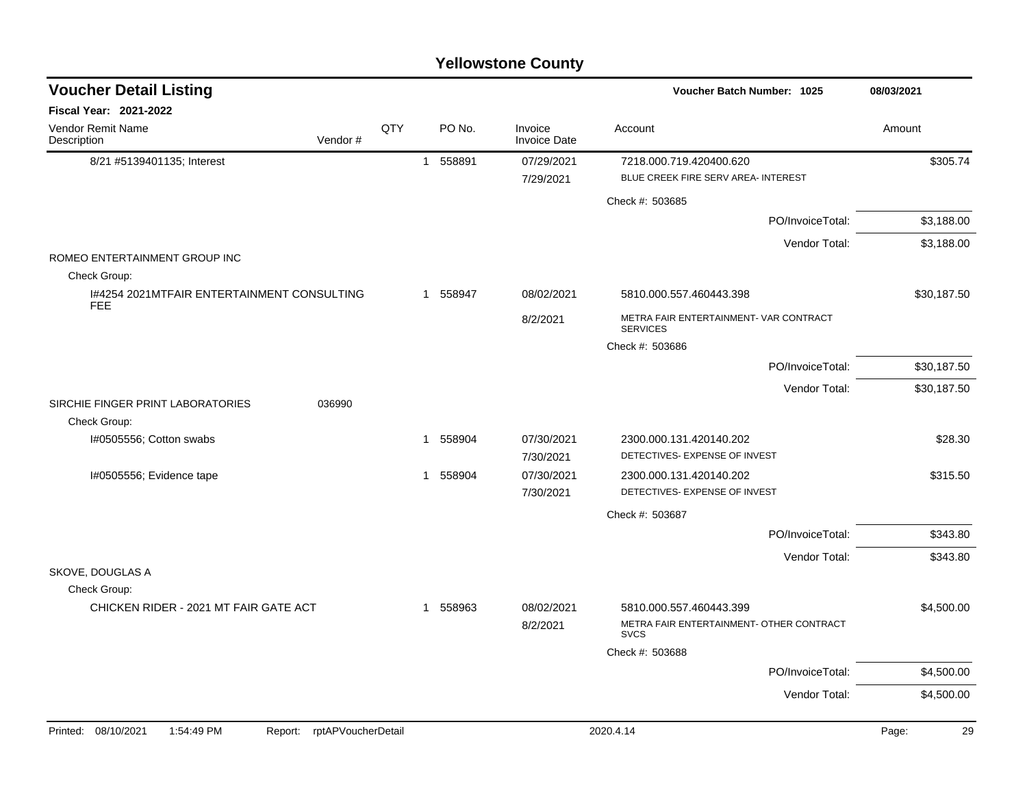# Yellowstone County

## Voucher Detail Listing

**Voucher Batch Number: 1025** 08/03/2021

**Fiscal Year: 2021-2022**

| Vendor Remit Name / Description | Vendor # | QTY | PO No. | Invoice / Invoice Date | Account | Amount |
|---|---|---|---|---|---|---|
| 8/21 #5139401135; Interest | | 1 | 558891 | 07/29/2021 | 7218.000.719.420400.620 | $305.74 |
| | | | | 7/29/2021 | BLUE CREEK FIRE SERV AREA- INTEREST | |
| | | | | | Check #: 503685 | |
| | | | | | PO/InvoiceTotal: | $3,188.00 |
| | | | | | Vendor Total: | $3,188.00 |
| ROMEO ENTERTAINMENT GROUP INC | | | | | | |
| Check Group: | | | | | | |
| I#4254 2021MTFAIR ENTERTAINMENT CONSULTING FEE | | 1 | 558947 | 08/02/2021 | 5810.000.557.460443.398 | $30,187.50 |
| | | | | 8/2/2021 | METRA FAIR ENTERTAINMENT- VAR CONTRACT SERVICES | |
| | | | | | Check #: 503686 | |
| | | | | | PO/InvoiceTotal: | $30,187.50 |
| | | | | | Vendor Total: | $30,187.50 |
| SIRCHIE FINGER PRINT LABORATORIES | 036990 | | | | | |
| Check Group: | | | | | | |
| I#0505556; Cotton swabs | | 1 | 558904 | 07/30/2021 | 2300.000.131.420140.202 | $28.30 |
| | | | | 7/30/2021 | DETECTIVES- EXPENSE OF INVEST | |
| I#0505556; Evidence tape | | 1 | 558904 | 07/30/2021 | 2300.000.131.420140.202 | $315.50 |
| | | | | 7/30/2021 | DETECTIVES- EXPENSE OF INVEST | |
| | | | | | Check #: 503687 | |
| | | | | | PO/InvoiceTotal: | $343.80 |
| | | | | | Vendor Total: | $343.80 |
| SKOVE, DOUGLAS A | | | | | | |
| Check Group: | | | | | | |
| CHICKEN RIDER - 2021 MT FAIR GATE ACT | | 1 | 558963 | 08/02/2021 | 5810.000.557.460443.399 | $4,500.00 |
| | | | | 8/2/2021 | METRA FAIR ENTERTAINMENT- OTHER CONTRACT SVCS | |
| | | | | | Check #: 503688 | |
| | | | | | PO/InvoiceTotal: | $4,500.00 |
| | | | | | Vendor Total: | $4,500.00 |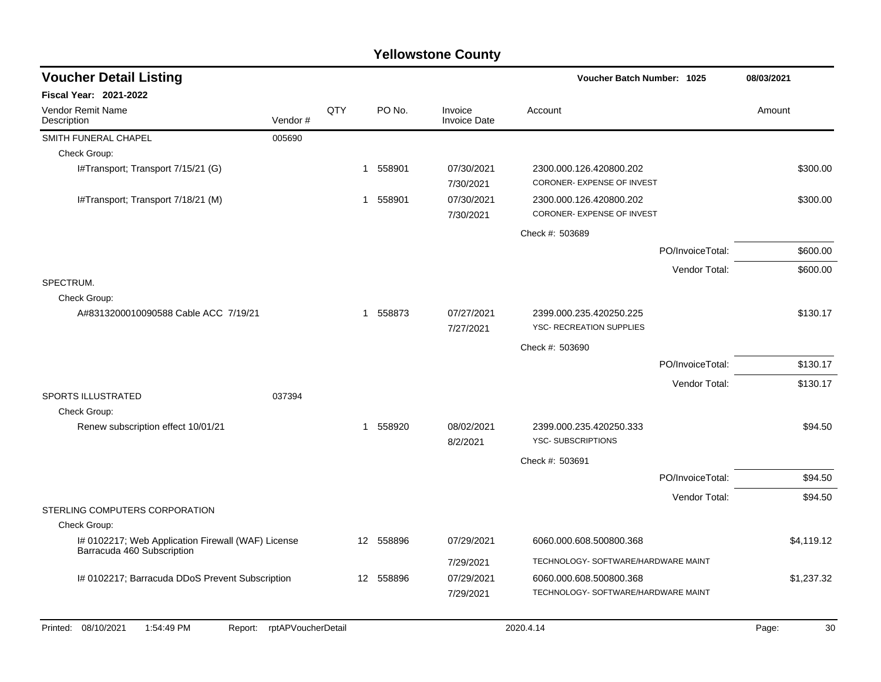# Yellowstone County

## Voucher Detail Listing

**Voucher Batch Number: 1025** — 08/03/2021

**Fiscal Year: 2021-2022**

| Vendor Remit Name / Description | Vendor # | QTY | PO No. | Invoice / Invoice Date | Account | Amount |
|---|---|---|---|---|---|---|
| SMITH FUNERAL CHAPEL | 005690 | | | | | |
| Check Group: | | | | | | |
| I#Transport; Transport 7/15/21 (G) | | 1 | 558901 | 07/30/2021<br>7/30/2021 | 2300.000.126.420800.202<br>CORONER- EXPENSE OF INVEST | $300.00 |
| I#Transport; Transport 7/18/21 (M) | | 1 | 558901 | 07/30/2021<br>7/30/2021 | 2300.000.126.420800.202<br>CORONER- EXPENSE OF INVEST | $300.00 |
| | | | | | Check #: 503689 | |
| | | | | | PO/InvoiceTotal: | $600.00 |
| | | | | | Vendor Total: | $600.00 |
| SPECTRUM. | | | | | | |
| Check Group: | | | | | | |
| A#8313200010090588 Cable ACC 7/19/21 | | 1 | 558873 | 07/27/2021<br>7/27/2021 | 2399.000.235.420250.225<br>YSC- RECREATION SUPPLIES | $130.17 |
| | | | | | Check #: 503690 | |
| | | | | | PO/InvoiceTotal: | $130.17 |
| | | | | | Vendor Total: | $130.17 |
| SPORTS ILLUSTRATED | 037394 | | | | | |
| Check Group: | | | | | | |
| Renew subscription effect 10/01/21 | | 1 | 558920 | 08/02/2021<br>8/2/2021 | 2399.000.235.420250.333<br>YSC- SUBSCRIPTIONS | $94.50 |
| | | | | | Check #: 503691 | |
| | | | | | PO/InvoiceTotal: | $94.50 |
| | | | | | Vendor Total: | $94.50 |
| STERLING COMPUTERS CORPORATION | | | | | | |
| Check Group: | | | | | | |
| I# 0102217; Web Application Firewall (WAF) License Barracuda 460 Subscription | | 12 | 558896 | 07/29/2021<br>7/29/2021 | 6060.000.608.500800.368<br>TECHNOLOGY- SOFTWARE/HARDWARE MAINT | $4,119.12 |
| I# 0102217; Barracuda DDoS Prevent Subscription | | 12 | 558896 | 07/29/2021<br>7/29/2021 | 6060.000.608.500800.368<br>TECHNOLOGY- SOFTWARE/HARDWARE MAINT | $1,237.32 |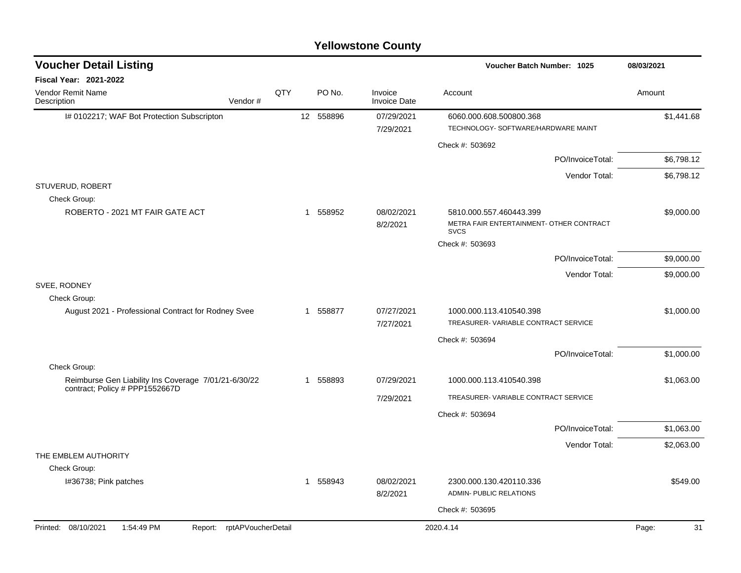# Yellowstone County

## Voucher Detail Listing

**Voucher Batch Number: 1025** — 08/03/2021

**Fiscal Year: 2021-2022**

| Vendor Remit Name / Description | Vendor # | QTY | PO No. | Invoice / Invoice Date | Account | Amount |
|---|---|---|---|---|---|---|
| I# 0102217; WAF Bot Protection Subscripton | | 12 | 558896 | 07/29/2021 7/29/2021 | 6060.000.608.500800.368 TECHNOLOGY- SOFTWARE/HARDWARE MAINT | $1,441.68 |
| | | | | | Check #: 503692 | |
| | | | | | PO/InvoiceTotal: | $6,798.12 |
| | | | | | Vendor Total: | $6,798.12 |
| **STUVERUD, ROBERT** | | | | | | |
| Check Group: | | | | | | |
| ROBERTO - 2021 MT FAIR GATE ACT | | 1 | 558952 | 08/02/2021 8/2/2021 | 5810.000.557.460443.399 METRA FAIR ENTERTAINMENT- OTHER CONTRACT SVCS | $9,000.00 |
| | | | | | Check #: 503693 | |
| | | | | | PO/InvoiceTotal: | $9,000.00 |
| | | | | | Vendor Total: | $9,000.00 |
| **SVEE, RODNEY** | | | | | | |
| Check Group: | | | | | | |
| August 2021 - Professional Contract for Rodney Svee | | 1 | 558877 | 07/27/2021 7/27/2021 | 1000.000.113.410540.398 TREASURER- VARIABLE CONTRACT SERVICE | $1,000.00 |
| | | | | | Check #: 503694 | |
| | | | | | PO/InvoiceTotal: | $1,000.00 |
| Check Group: | | | | | | |
| Reimburse Gen Liability Ins Coverage 7/01/21-6/30/22 contract; Policy # PPP1552667D | | 1 | 558893 | 07/29/2021 7/29/2021 | 1000.000.113.410540.398 TREASURER- VARIABLE CONTRACT SERVICE | $1,063.00 |
| | | | | | Check #: 503694 | |
| | | | | | PO/InvoiceTotal: | $1,063.00 |
| | | | | | Vendor Total: | $2,063.00 |
| **THE EMBLEM AUTHORITY** | | | | | | |
| Check Group: | | | | | | |
| I#36738; Pink patches | | 1 | 558943 | 08/02/2021 8/2/2021 | 2300.000.130.420110.336 ADMIN- PUBLIC RELATIONS | $549.00 |
| | | | | | Check #: 503695 | |

Printed: 08/10/2021 1:54:49 PM Report: rptAPVoucherDetail 2020.4.14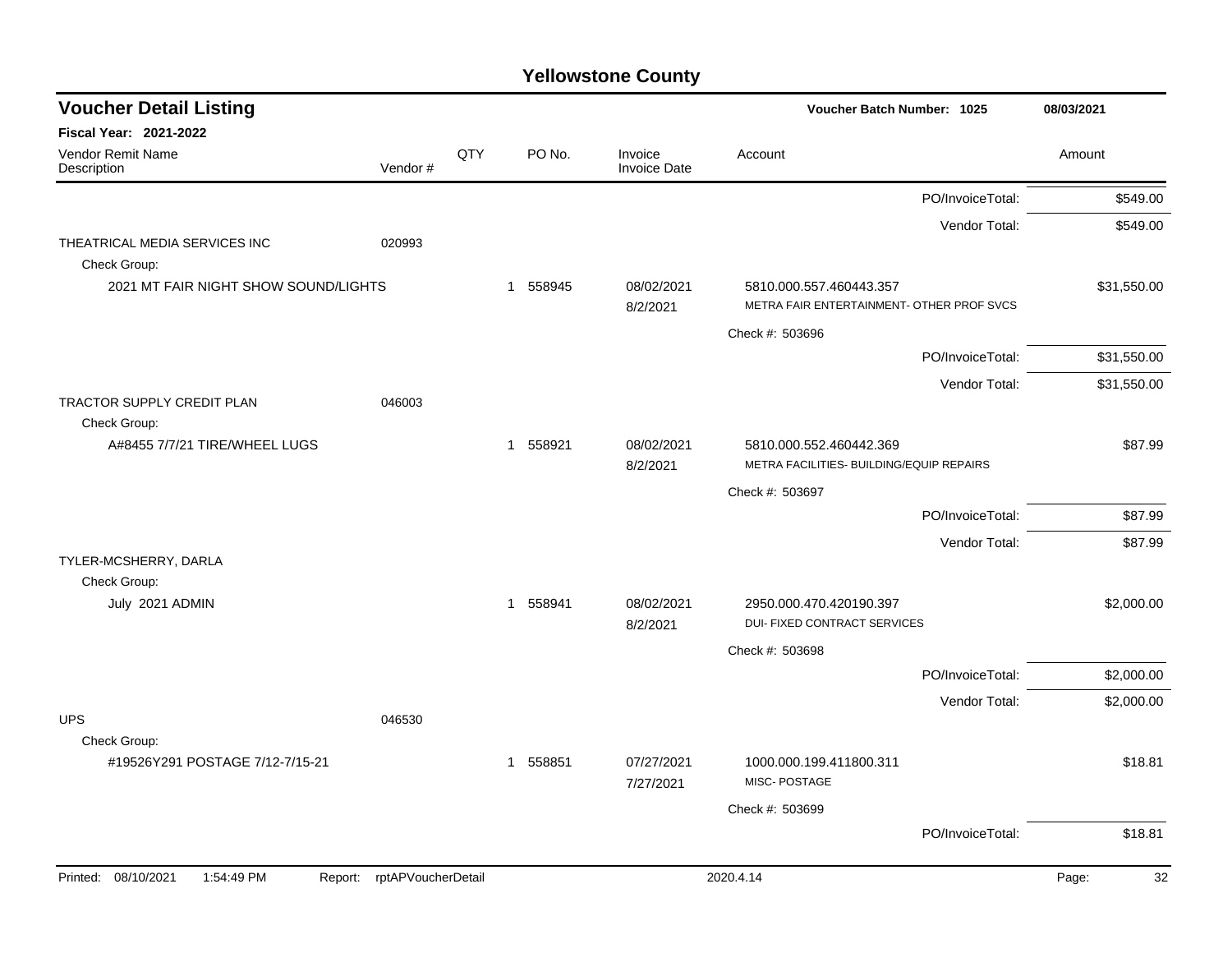# Yellowstone County

## Voucher Detail Listing

**Voucher Batch Number: 1025** — 08/03/2021

**Fiscal Year: 2021-2022**

| Vendor Remit Name / Description | Vendor # | QTY | PO No. | Invoice / Invoice Date | Account | Amount |
|---|---|---|---|---|---|---|
| | | | | | PO/InvoiceTotal: | $549.00 |
| | | | | | Vendor Total: | $549.00 |
| THEATRICAL MEDIA SERVICES INC | 020993 | | | | | |
| Check Group: | | | | | | |
| 2021 MT FAIR NIGHT SHOW SOUND/LIGHTS | | 1 | 558945 | 08/02/2021 / 8/2/2021 | 5810.000.557.460443.357 METRA FAIR ENTERTAINMENT- OTHER PROF SVCS | $31,550.00 |
| | | | | | Check #: 503696 | |
| | | | | | PO/InvoiceTotal: | $31,550.00 |
| | | | | | Vendor Total: | $31,550.00 |
| TRACTOR SUPPLY CREDIT PLAN | 046003 | | | | | |
| Check Group: | | | | | | |
| A#8455 7/7/21 TIRE/WHEEL LUGS | | 1 | 558921 | 08/02/2021 / 8/2/2021 | 5810.000.552.460442.369 METRA FACILITIES- BUILDING/EQUIP REPAIRS | $87.99 |
| | | | | | Check #: 503697 | |
| | | | | | PO/InvoiceTotal: | $87.99 |
| | | | | | Vendor Total: | $87.99 |
| TYLER-MCSHERRY, DARLA | | | | | | |
| Check Group: | | | | | | |
| July 2021 ADMIN | | 1 | 558941 | 08/02/2021 / 8/2/2021 | 2950.000.470.420190.397 DUI- FIXED CONTRACT SERVICES | $2,000.00 |
| | | | | | Check #: 503698 | |
| | | | | | PO/InvoiceTotal: | $2,000.00 |
| | | | | | Vendor Total: | $2,000.00 |
| UPS | 046530 | | | | | |
| Check Group: | | | | | | |
| #19526Y291 POSTAGE 7/12-7/15-21 | | 1 | 558851 | 07/27/2021 / 7/27/2021 | 1000.000.199.411800.311 MISC- POSTAGE | $18.81 |
| | | | | | Check #: 503699 | |
| | | | | | PO/InvoiceTotal: | $18.81 |

Printed: 08/10/2021 1:54:49 PM Report: rptAPVoucherDetail 2020.4.14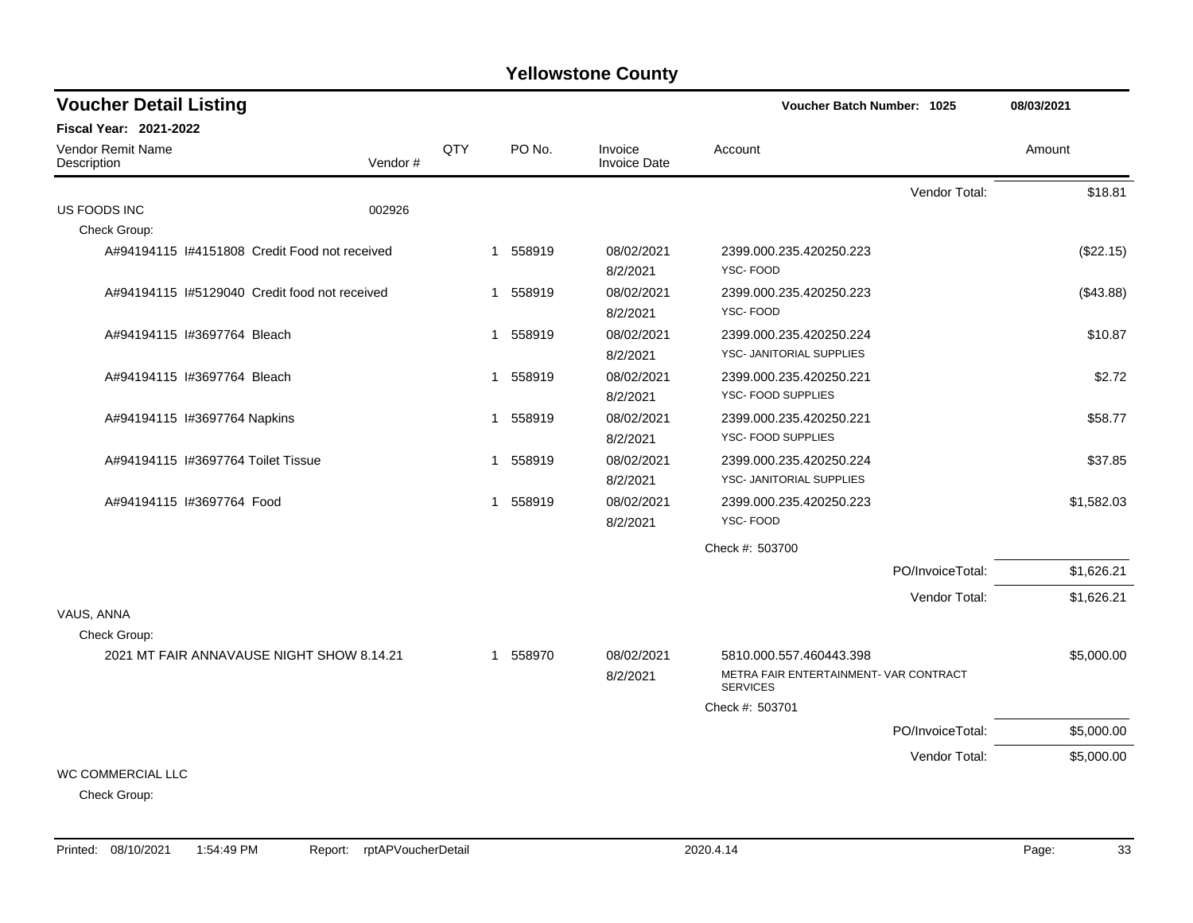# Yellowstone County

## Voucher Detail Listing

**Voucher Batch Number: 1025** — 08/03/2021

**Fiscal Year: 2021-2022**

| Vendor Remit Name / Description | Vendor # | QTY | PO No. | Invoice / Invoice Date | Account | Amount |
|---|---|---|---|---|---|---|
| | | | | | Vendor Total: | $18.81 |
| US FOODS INC | 002926 | | | | | |
| Check Group: | | | | | | |
| A#94194115 I#4151808 Credit Food not received | | 1 | 558919 | 08/02/2021 8/2/2021 | 2399.000.235.420250.223 YSC- FOOD | ($22.15) |
| A#94194115 I#5129040 Credit food not received | | 1 | 558919 | 08/02/2021 8/2/2021 | 2399.000.235.420250.223 YSC- FOOD | ($43.88) |
| A#94194115 I#3697764 Bleach | | 1 | 558919 | 08/02/2021 8/2/2021 | 2399.000.235.420250.224 YSC- JANITORIAL SUPPLIES | $10.87 |
| A#94194115 I#3697764 Bleach | | 1 | 558919 | 08/02/2021 8/2/2021 | 2399.000.235.420250.221 YSC- FOOD SUPPLIES | $2.72 |
| A#94194115 I#3697764 Napkins | | 1 | 558919 | 08/02/2021 8/2/2021 | 2399.000.235.420250.221 YSC- FOOD SUPPLIES | $58.77 |
| A#94194115 I#3697764 Toilet Tissue | | 1 | 558919 | 08/02/2021 8/2/2021 | 2399.000.235.420250.224 YSC- JANITORIAL SUPPLIES | $37.85 |
| A#94194115 I#3697764 Food | | 1 | 558919 | 08/02/2021 8/2/2021 | 2399.000.235.420250.223 YSC- FOOD | $1,582.03 |
| | | | | | Check #: 503700 | |
| | | | | | PO/InvoiceTotal: | $1,626.21 |
| | | | | | Vendor Total: | $1,626.21 |
| VAUS, ANNA | | | | | | |
| Check Group: | | | | | | |
| 2021 MT FAIR ANNAVAUSE NIGHT SHOW 8.14.21 | | 1 | 558970 | 08/02/2021 8/2/2021 | 5810.000.557.460443.398 METRA FAIR ENTERTAINMENT- VAR CONTRACT SERVICES | $5,000.00 |
| | | | | | Check #: 503701 | |
| | | | | | PO/InvoiceTotal: | $5,000.00 |
| | | | | | Vendor Total: | $5,000.00 |
| WC COMMERCIAL LLC | | | | | | |
| Check Group: | | | | | | |

Printed: 08/10/2021 1:54:49 PM Report: rptAPVoucherDetail 2020.4.14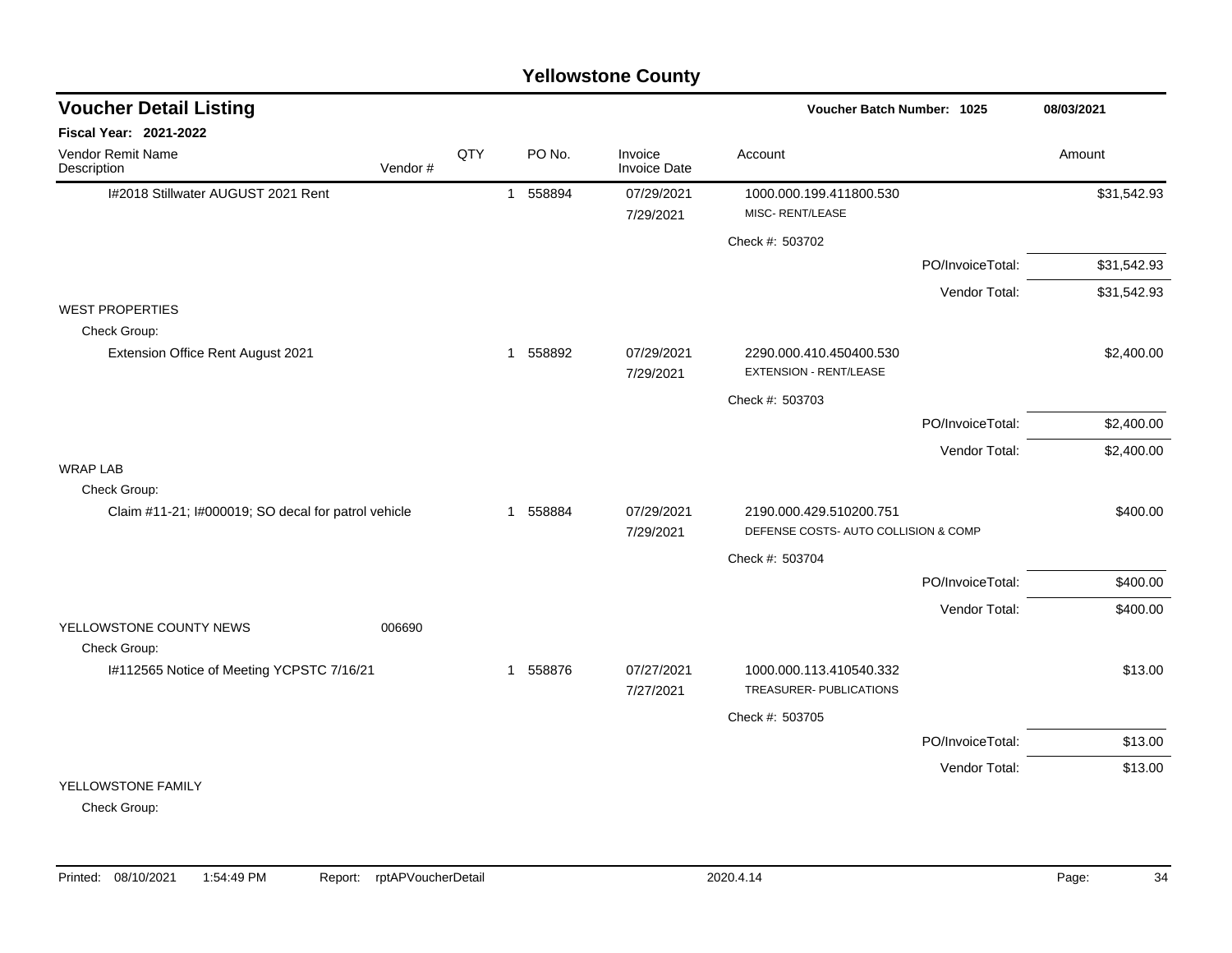# Yellowstone County

## Voucher Detail Listing

**Voucher Batch Number: 1025** — 08/03/2021

**Fiscal Year: 2021-2022**

| Vendor Remit Name / Description | Vendor # | QTY | PO No. | Invoice / Invoice Date | Account | Amount |
|---|---|---|---|---|---|---|
| I#2018 Stillwater AUGUST 2021 Rent | | 1 | 558894 | 07/29/2021 / 7/29/2021 | 1000.000.199.411800.530 MISC- RENT/LEASE | $31,542.93 |
| | | | | | Check #: 503702 | |
| | | | | | PO/InvoiceTotal: | $31,542.93 |
| | | | | | Vendor Total: | $31,542.93 |
| WEST PROPERTIES | | | | | | |
| Check Group: | | | | | | |
| Extension Office Rent August 2021 | | 1 | 558892 | 07/29/2021 / 7/29/2021 | 2290.000.410.450400.530 EXTENSION - RENT/LEASE | $2,400.00 |
| | | | | | Check #: 503703 | |
| | | | | | PO/InvoiceTotal: | $2,400.00 |
| | | | | | Vendor Total: | $2,400.00 |
| WRAP LAB | | | | | | |
| Check Group: | | | | | | |
| Claim #11-21; I#000019; SO decal for patrol vehicle | | 1 | 558884 | 07/29/2021 / 7/29/2021 | 2190.000.429.510200.751 DEFENSE COSTS- AUTO COLLISION & COMP | $400.00 |
| | | | | | Check #: 503704 | |
| | | | | | PO/InvoiceTotal: | $400.00 |
| | | | | | Vendor Total: | $400.00 |
| YELLOWSTONE COUNTY NEWS | 006690 | | | | | |
| Check Group: | | | | | | |
| I#112565 Notice of Meeting YCPSTC 7/16/21 | | 1 | 558876 | 07/27/2021 / 7/27/2021 | 1000.000.113.410540.332 TREASURER- PUBLICATIONS | $13.00 |
| | | | | | Check #: 503705 | |
| | | | | | PO/InvoiceTotal: | $13.00 |
| | | | | | Vendor Total: | $13.00 |
| YELLOWSTONE FAMILY | | | | | | |
| Check Group: | | | | | | |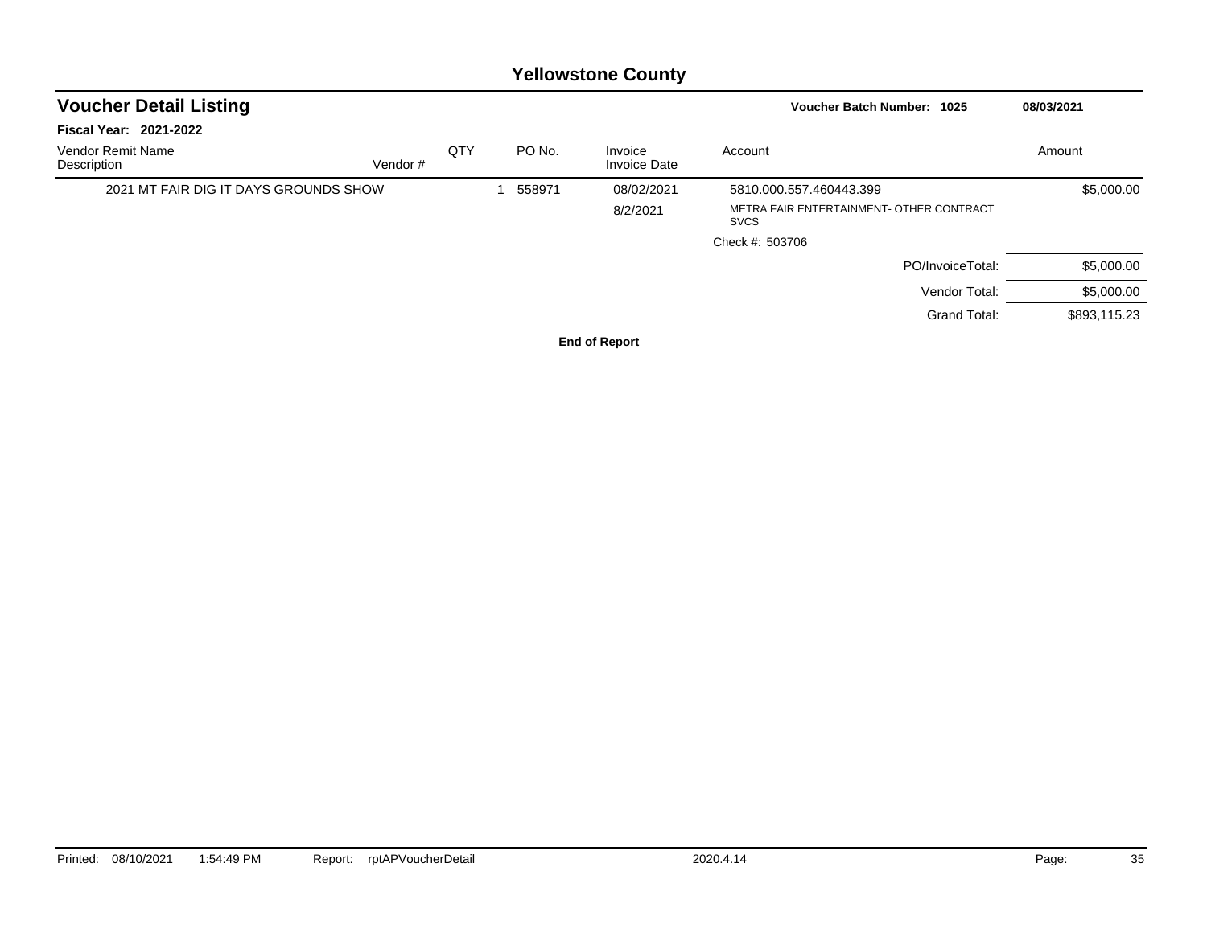# Yellowstone County

## Voucher Detail Listing

**Voucher Batch Number: 1025** **08/03/2021**

**Fiscal Year: 2021-2022**

| Vendor Remit Name / Description | Vendor # | QTY | PO No. | Invoice / Invoice Date | Account | Amount |
|---|---|---|---|---|---|---|
| 2021 MT FAIR DIG IT DAYS GROUNDS SHOW | | 1 | 558971 | 08/02/2021 | 5810.000.557.460443.399 | $5,000.00 |
| | | | | 8/2/2021 | METRA FAIR ENTERTAINMENT- OTHER CONTRACT SVCS | |
| | | | | | Check #: 503706 | |
| | | | | | PO/InvoiceTotal: | $5,000.00 |
| | | | | | Vendor Total: | $5,000.00 |
| | | | | | Grand Total: | $893,115.23 |

**End of Report**